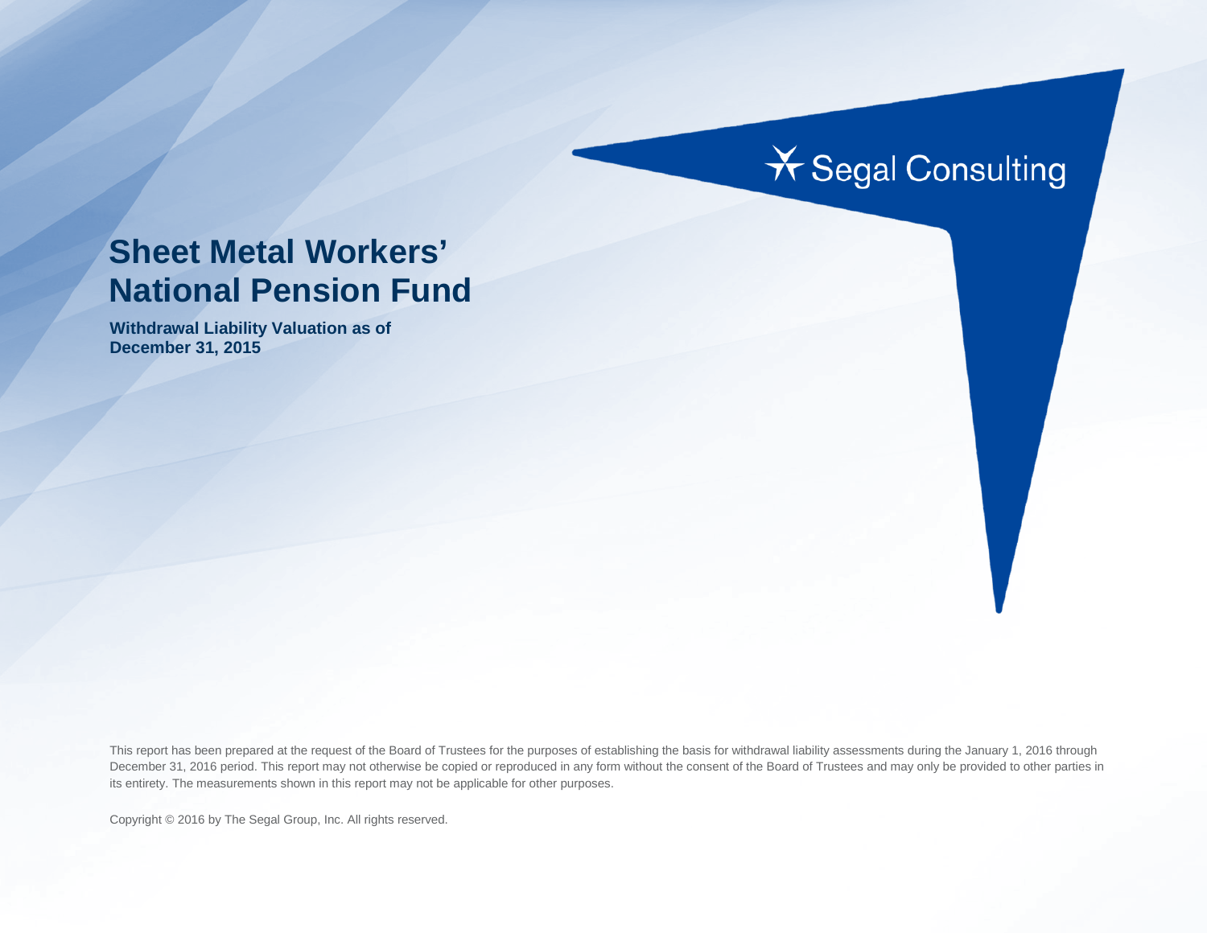Segal Consulting

# Sheet Metal Workers' National Pension Fund

**Withdrawal Liability Valuation as of December 31, 2015**

This report has been prepared at the request of the Board of Trustees for the purposes of establishing the basis for withdrawal liability assessments during the January 1, 2016 through December 31, 2016 period. This report may not otherwise be copied or reproduced in any form without the consent of the Board of Trustees and may only be provided to other parties in its entirety. The measurements shown in this report may not be applicable for other purposes.

Copyright © 2016 by The Segal Group, Inc. All rights reserved.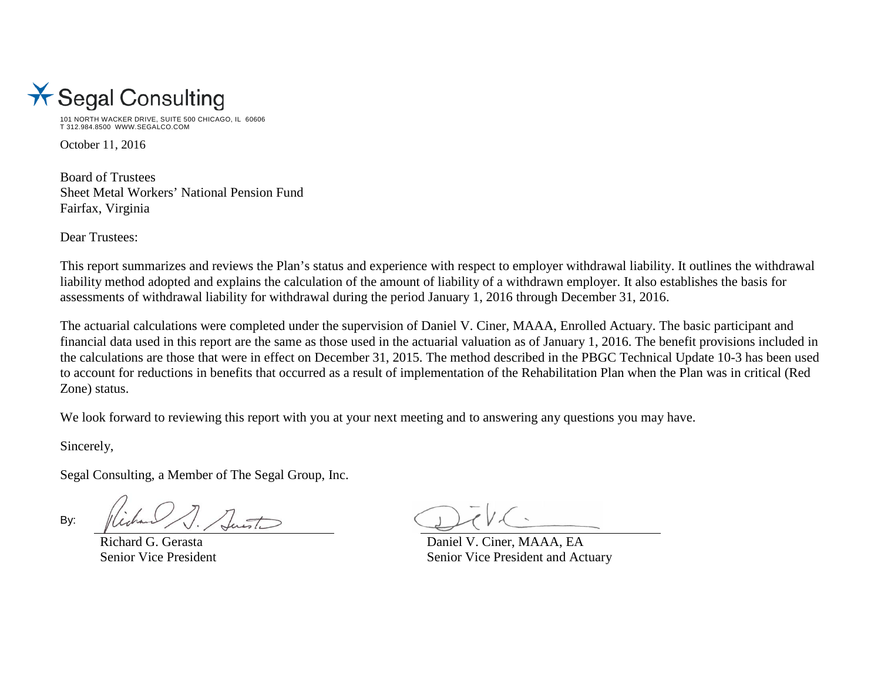Segal Consulting

101 NORTH WACKER DRIVE, SUITE 500 CHICAGO, IL 60606
T 312.984.8500 WWW.SEGALCO.COM

October 11, 2016

Board of Trustees
Sheet Metal Workers' National Pension Fund
Fairfax, Virginia

Dear Trustees:

This report summarizes and reviews the Plan's status and experience with respect to employer withdrawal liability. It outlines the withdrawal liability method adopted and explains the calculation of the amount of liability of a withdrawn employer. It also establishes the basis for assessments of withdrawal liability for withdrawal during the period January 1, 2016 through December 31, 2016.

The actuarial calculations were completed under the supervision of Daniel V. Ciner, MAAA, Enrolled Actuary. The basic participant and financial data used in this report are the same as those used in the actuarial valuation as of January 1, 2016. The benefit provisions included in the calculations are those that were in effect on December 31, 2015. The method described in the PBGC Technical Update 10-3 has been used to account for reductions in benefits that occurred as a result of implementation of the Rehabilitation Plan when the Plan was in critical (Red Zone) status.

We look forward to reviewing this report with you at your next meeting and to answering any questions you may have.

Sincerely,

Segal Consulting, a Member of The Segal Group, Inc.

By:

Richard G. Gerasta
Senior Vice President

Daniel V. Ciner, MAAA, EA
Senior Vice President and Actuary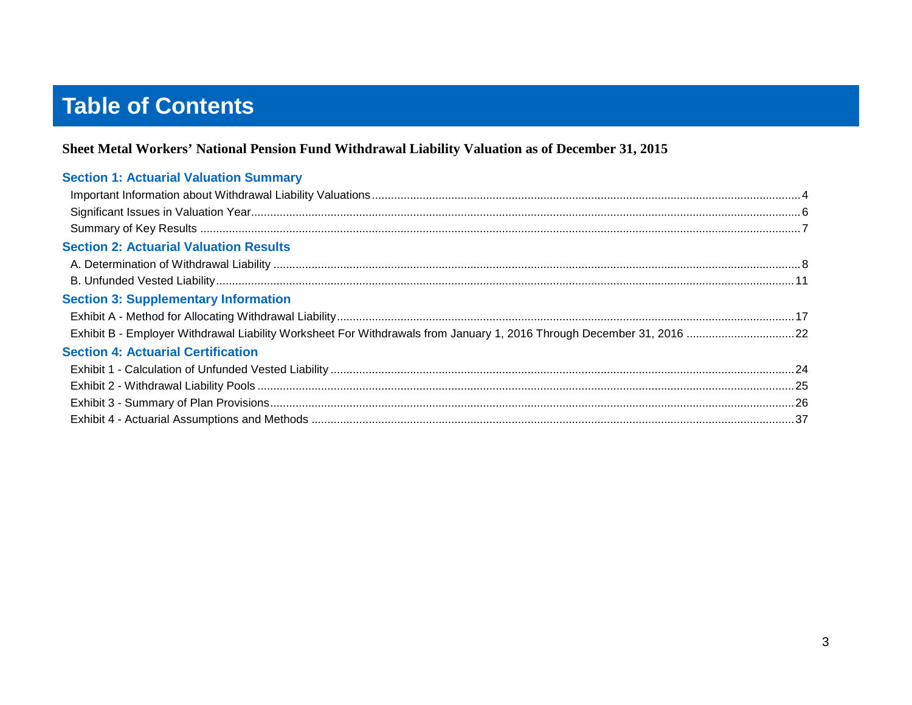# Table of Contents

**Sheet Metal Workers' National Pension Fund Withdrawal Liability Valuation as of December 31, 2015**

## Section 1: Actuarial Valuation Summary

- Important Information about Withdrawal Liability Valuations ..... 4
- Significant Issues in Valuation Year ..... 6
- Summary of Key Results ..... 7

## Section 2: Actuarial Valuation Results

- A. Determination of Withdrawal Liability ..... 8
- B. Unfunded Vested Liability ..... 11

## Section 3: Supplementary Information

- Exhibit A - Method for Allocating Withdrawal Liability ..... 17
- Exhibit B - Employer Withdrawal Liability Worksheet For Withdrawals from January 1, 2016 Through December 31, 2016 ..... 22

## Section 4: Actuarial Certification

- Exhibit 1 - Calculation of Unfunded Vested Liability ..... 24
- Exhibit 2 - Withdrawal Liability Pools ..... 25
- Exhibit 3 - Summary of Plan Provisions ..... 26
- Exhibit 4 - Actuarial Assumptions and Methods ..... 37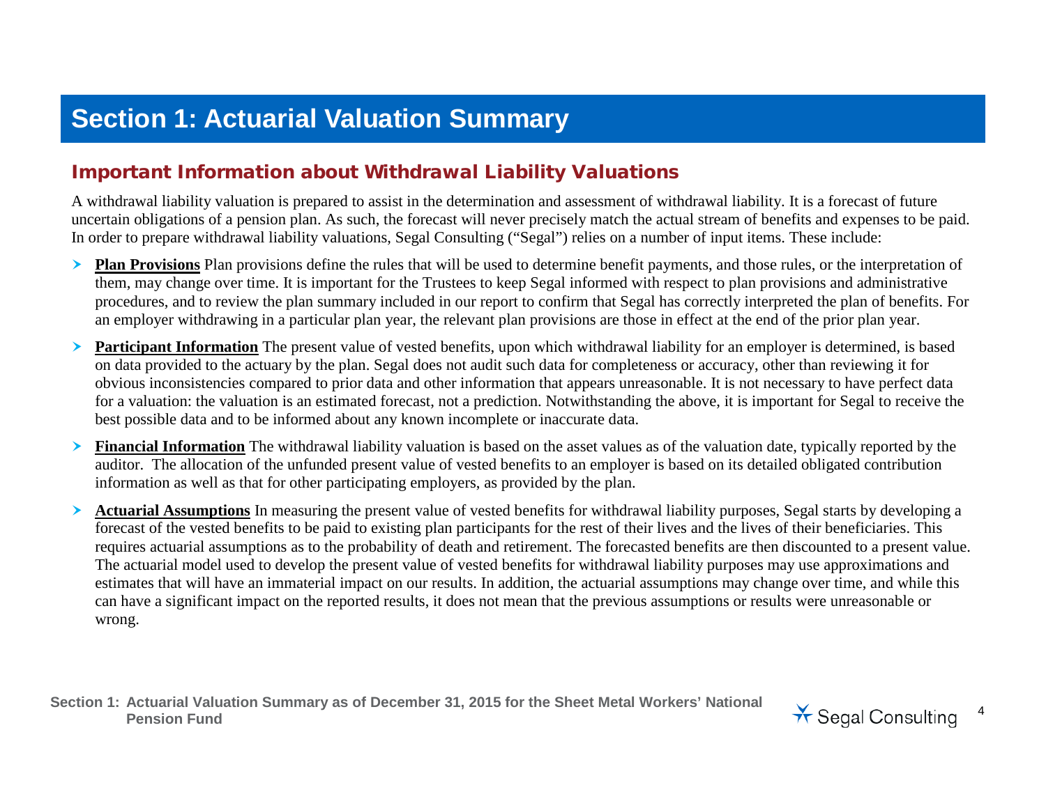# Section 1: Actuarial Valuation Summary

## Important Information about Withdrawal Liability Valuations

A withdrawal liability valuation is prepared to assist in the determination and assessment of withdrawal liability. It is a forecast of future uncertain obligations of a pension plan. As such, the forecast will never precisely match the actual stream of benefits and expenses to be paid. In order to prepare withdrawal liability valuations, Segal Consulting ("Segal") relies on a number of input items. These include:

- **Plan Provisions** Plan provisions define the rules that will be used to determine benefit payments, and those rules, or the interpretation of them, may change over time. It is important for the Trustees to keep Segal informed with respect to plan provisions and administrative procedures, and to review the plan summary included in our report to confirm that Segal has correctly interpreted the plan of benefits. For an employer withdrawing in a particular plan year, the relevant plan provisions are those in effect at the end of the prior plan year.
- **Participant Information** The present value of vested benefits, upon which withdrawal liability for an employer is determined, is based on data provided to the actuary by the plan. Segal does not audit such data for completeness or accuracy, other than reviewing it for obvious inconsistencies compared to prior data and other information that appears unreasonable. It is not necessary to have perfect data for a valuation: the valuation is an estimated forecast, not a prediction. Notwithstanding the above, it is important for Segal to receive the best possible data and to be informed about any known incomplete or inaccurate data.
- **Financial Information** The withdrawal liability valuation is based on the asset values as of the valuation date, typically reported by the auditor. The allocation of the unfunded present value of vested benefits to an employer is based on its detailed obligated contribution information as well as that for other participating employers, as provided by the plan.
- **Actuarial Assumptions** In measuring the present value of vested benefits for withdrawal liability purposes, Segal starts by developing a forecast of the vested benefits to be paid to existing plan participants for the rest of their lives and the lives of their beneficiaries. This requires actuarial assumptions as to the probability of death and retirement. The forecasted benefits are then discounted to a present value. The actuarial model used to develop the present value of vested benefits for withdrawal liability purposes may use approximations and estimates that will have an immaterial impact on our results. In addition, the actuarial assumptions may change over time, and while this can have a significant impact on the reported results, it does not mean that the previous assumptions or results were unreasonable or wrong.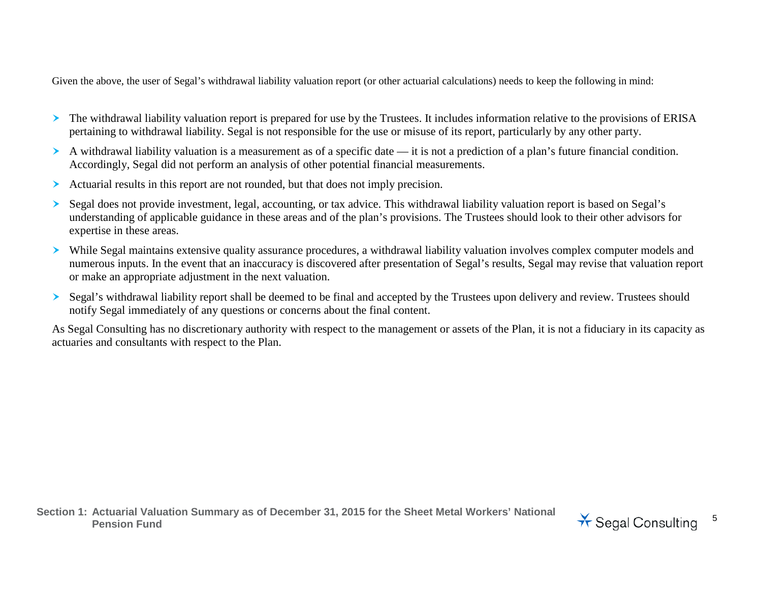Given the above, the user of Segal's withdrawal liability valuation report (or other actuarial calculations) needs to keep the following in mind:

- The withdrawal liability valuation report is prepared for use by the Trustees. It includes information relative to the provisions of ERISA pertaining to withdrawal liability. Segal is not responsible for the use or misuse of its report, particularly by any other party.
- A withdrawal liability valuation is a measurement as of a specific date — it is not a prediction of a plan's future financial condition. Accordingly, Segal did not perform an analysis of other potential financial measurements.
- Actuarial results in this report are not rounded, but that does not imply precision.
- Segal does not provide investment, legal, accounting, or tax advice. This withdrawal liability valuation report is based on Segal's understanding of applicable guidance in these areas and of the plan's provisions. The Trustees should look to their other advisors for expertise in these areas.
- While Segal maintains extensive quality assurance procedures, a withdrawal liability valuation involves complex computer models and numerous inputs. In the event that an inaccuracy is discovered after presentation of Segal's results, Segal may revise that valuation report or make an appropriate adjustment in the next valuation.
- Segal's withdrawal liability report shall be deemed to be final and accepted by the Trustees upon delivery and review. Trustees should notify Segal immediately of any questions or concerns about the final content.

As Segal Consulting has no discretionary authority with respect to the management or assets of the Plan, it is not a fiduciary in its capacity as actuaries and consultants with respect to the Plan.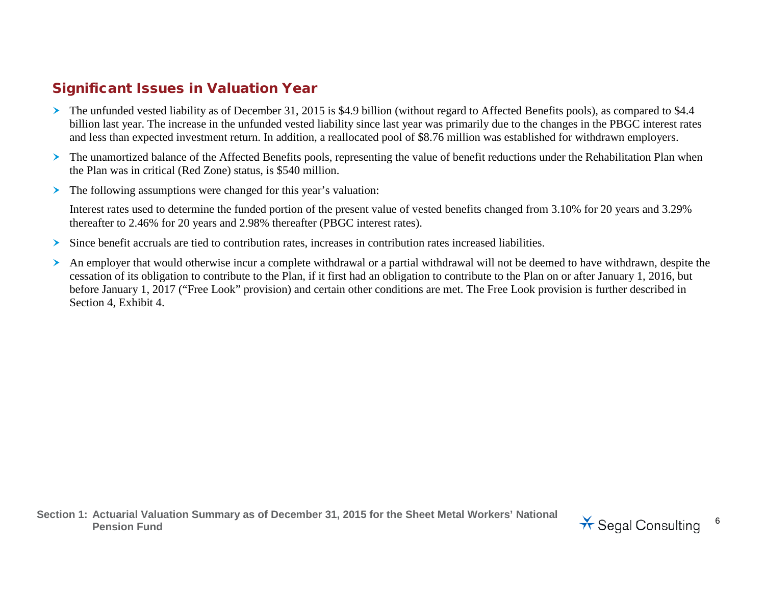## Significant Issues in Valuation Year

- The unfunded vested liability as of December 31, 2015 is $4.9 billion (without regard to Affected Benefits pools), as compared to $4.4 billion last year. The increase in the unfunded vested liability since last year was primarily due to the changes in the PBGC interest rates and less than expected investment return. In addition, a reallocated pool of $8.76 million was established for withdrawn employers.
- The unamortized balance of the Affected Benefits pools, representing the value of benefit reductions under the Rehabilitation Plan when the Plan was in critical (Red Zone) status, is $540 million.
- The following assumptions were changed for this year's valuation:

  Interest rates used to determine the funded portion of the present value of vested benefits changed from 3.10% for 20 years and 3.29% thereafter to 2.46% for 20 years and 2.98% thereafter (PBGC interest rates).
- Since benefit accruals are tied to contribution rates, increases in contribution rates increased liabilities.
- An employer that would otherwise incur a complete withdrawal or a partial withdrawal will not be deemed to have withdrawn, despite the cessation of its obligation to contribute to the Plan, if it first had an obligation to contribute to the Plan on or after January 1, 2016, but before January 1, 2017 ("Free Look" provision) and certain other conditions are met. The Free Look provision is further described in Section 4, Exhibit 4.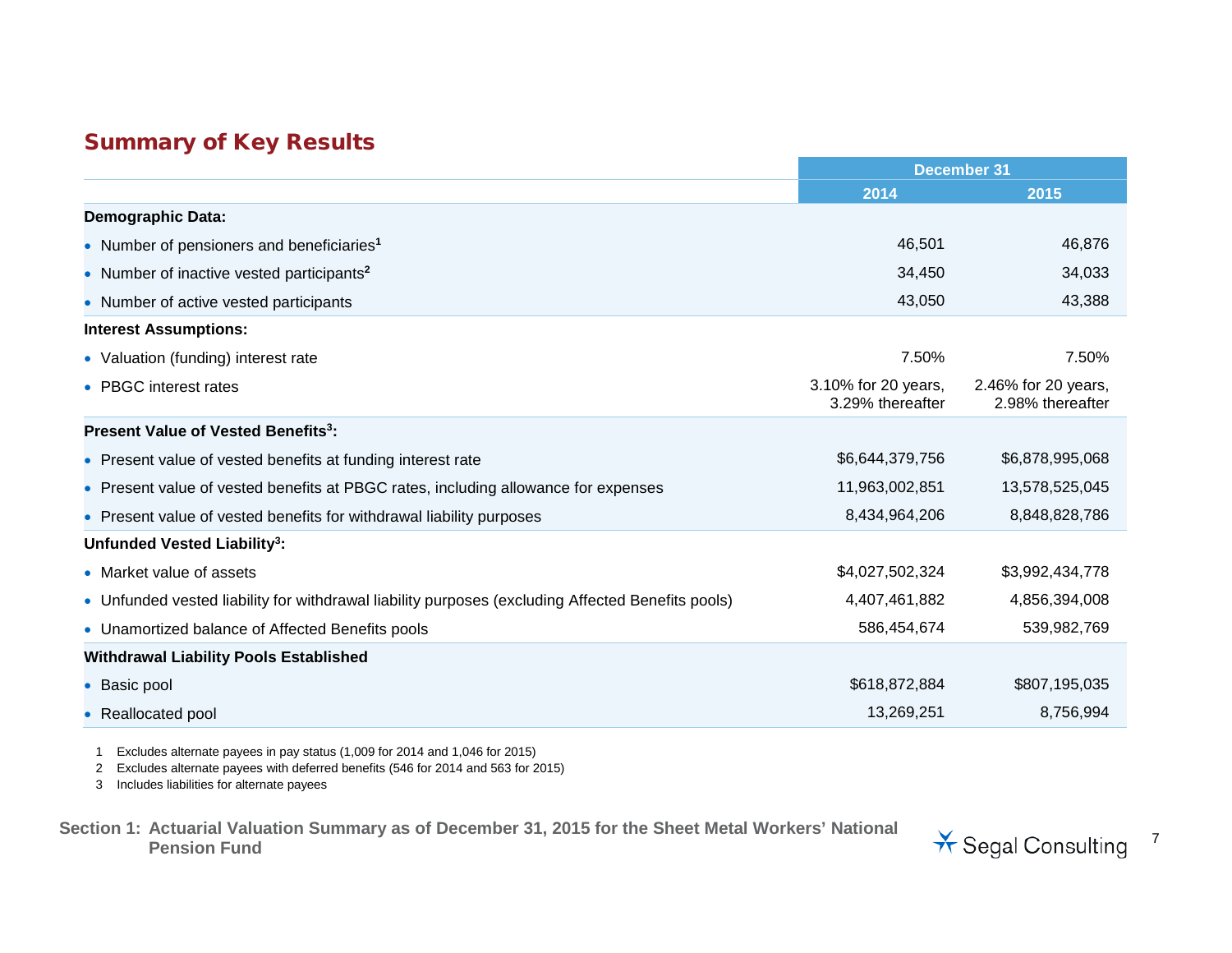## Summary of Key Results

| | December 31 | |
|---|---|---|
| | 2014 | 2015 |
| **Demographic Data:** | | |
| • Number of pensioners and beneficiaries[1] | 46,501 | 46,876 |
| • Number of inactive vested participants[2] | 34,450 | 34,033 |
| • Number of active vested participants | 43,050 | 43,388 |
| **Interest Assumptions:** | | |
| • Valuation (funding) interest rate | 7.50% | 7.50% |
| • PBGC interest rates | 3.10% for 20 years, 3.29% thereafter | 2.46% for 20 years, 2.98% thereafter |
| **Present Value of Vested Benefits[3]:** | | |
| • Present value of vested benefits at funding interest rate | $6,644,379,756 | $6,878,995,068 |
| • Present value of vested benefits at PBGC rates, including allowance for expenses | 11,963,002,851 | 13,578,525,045 |
| • Present value of vested benefits for withdrawal liability purposes | 8,434,964,206 | 8,848,828,786 |
| **Unfunded Vested Liability[3]:** | | |
| • Market value of assets | $4,027,502,324 | $3,992,434,778 |
| • Unfunded vested liability for withdrawal liability purposes (excluding Affected Benefits pools) | 4,407,461,882 | 4,856,394,008 |
| • Unamortized balance of Affected Benefits pools | 586,454,674 | 539,982,769 |
| **Withdrawal Liability Pools Established** | | |
| • Basic pool | $618,872,884 | $807,195,035 |
| • Reallocated pool | 13,269,251 | 8,756,994 |

1 Excludes alternate payees in pay status (1,009 for 2014 and 1,046 for 2015)

2 Excludes alternate payees with deferred benefits (546 for 2014 and 563 for 2015)

3 Includes liabilities for alternate payees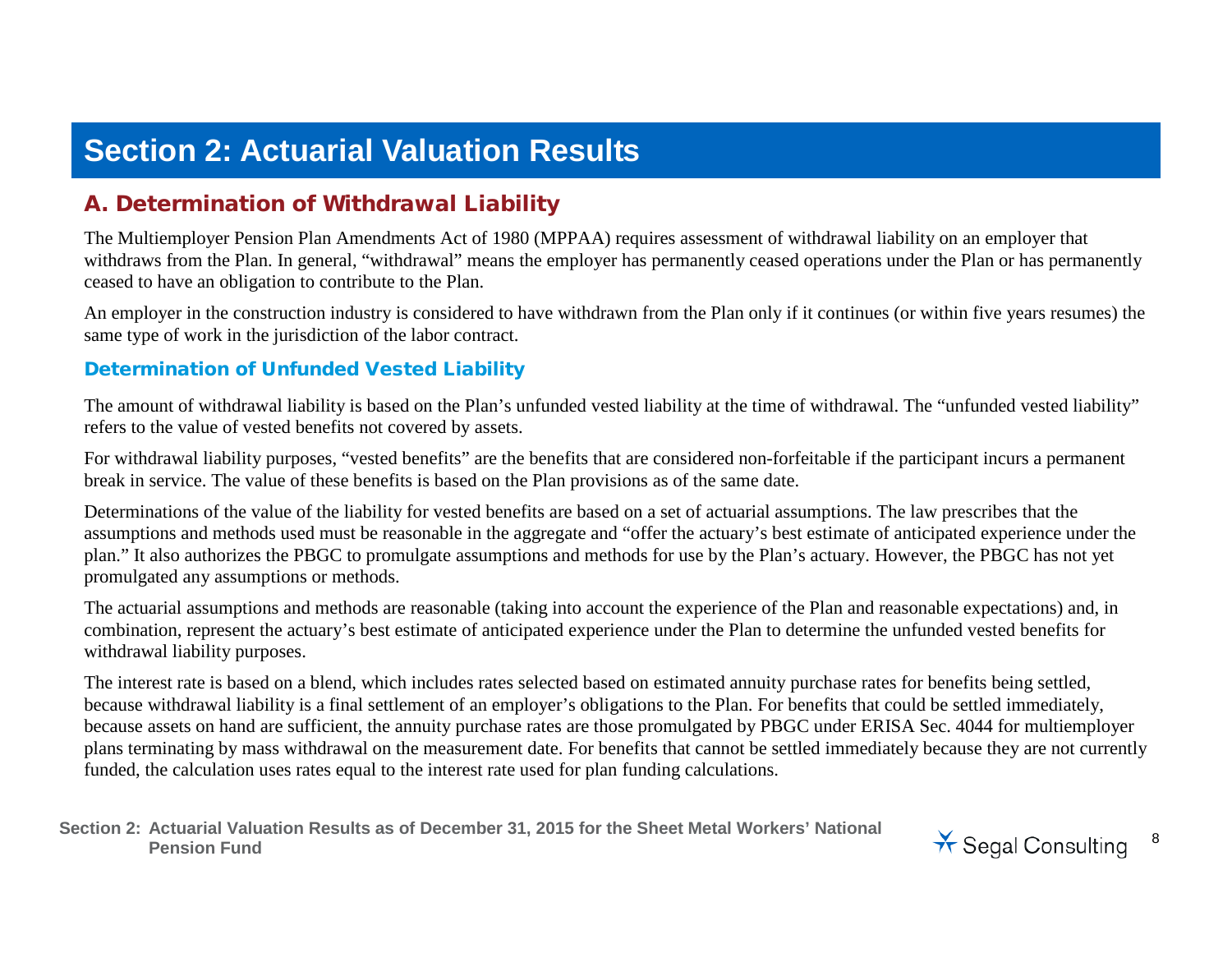# Section 2: Actuarial Valuation Results

## A. Determination of Withdrawal Liability

The Multiemployer Pension Plan Amendments Act of 1980 (MPPAA) requires assessment of withdrawal liability on an employer that withdraws from the Plan. In general, "withdrawal" means the employer has permanently ceased operations under the Plan or has permanently ceased to have an obligation to contribute to the Plan.

An employer in the construction industry is considered to have withdrawn from the Plan only if it continues (or within five years resumes) the same type of work in the jurisdiction of the labor contract.

### Determination of Unfunded Vested Liability

The amount of withdrawal liability is based on the Plan's unfunded vested liability at the time of withdrawal. The "unfunded vested liability" refers to the value of vested benefits not covered by assets.

For withdrawal liability purposes, "vested benefits" are the benefits that are considered non-forfeitable if the participant incurs a permanent break in service. The value of these benefits is based on the Plan provisions as of the same date.

Determinations of the value of the liability for vested benefits are based on a set of actuarial assumptions. The law prescribes that the assumptions and methods used must be reasonable in the aggregate and "offer the actuary's best estimate of anticipated experience under the plan." It also authorizes the PBGC to promulgate assumptions and methods for use by the Plan's actuary. However, the PBGC has not yet promulgated any assumptions or methods.

The actuarial assumptions and methods are reasonable (taking into account the experience of the Plan and reasonable expectations) and, in combination, represent the actuary's best estimate of anticipated experience under the Plan to determine the unfunded vested benefits for withdrawal liability purposes.

The interest rate is based on a blend, which includes rates selected based on estimated annuity purchase rates for benefits being settled, because withdrawal liability is a final settlement of an employer's obligations to the Plan. For benefits that could be settled immediately, because assets on hand are sufficient, the annuity purchase rates are those promulgated by PBGC under ERISA Sec. 4044 for multiemployer plans terminating by mass withdrawal on the measurement date. For benefits that cannot be settled immediately because they are not currently funded, the calculation uses rates equal to the interest rate used for plan funding calculations.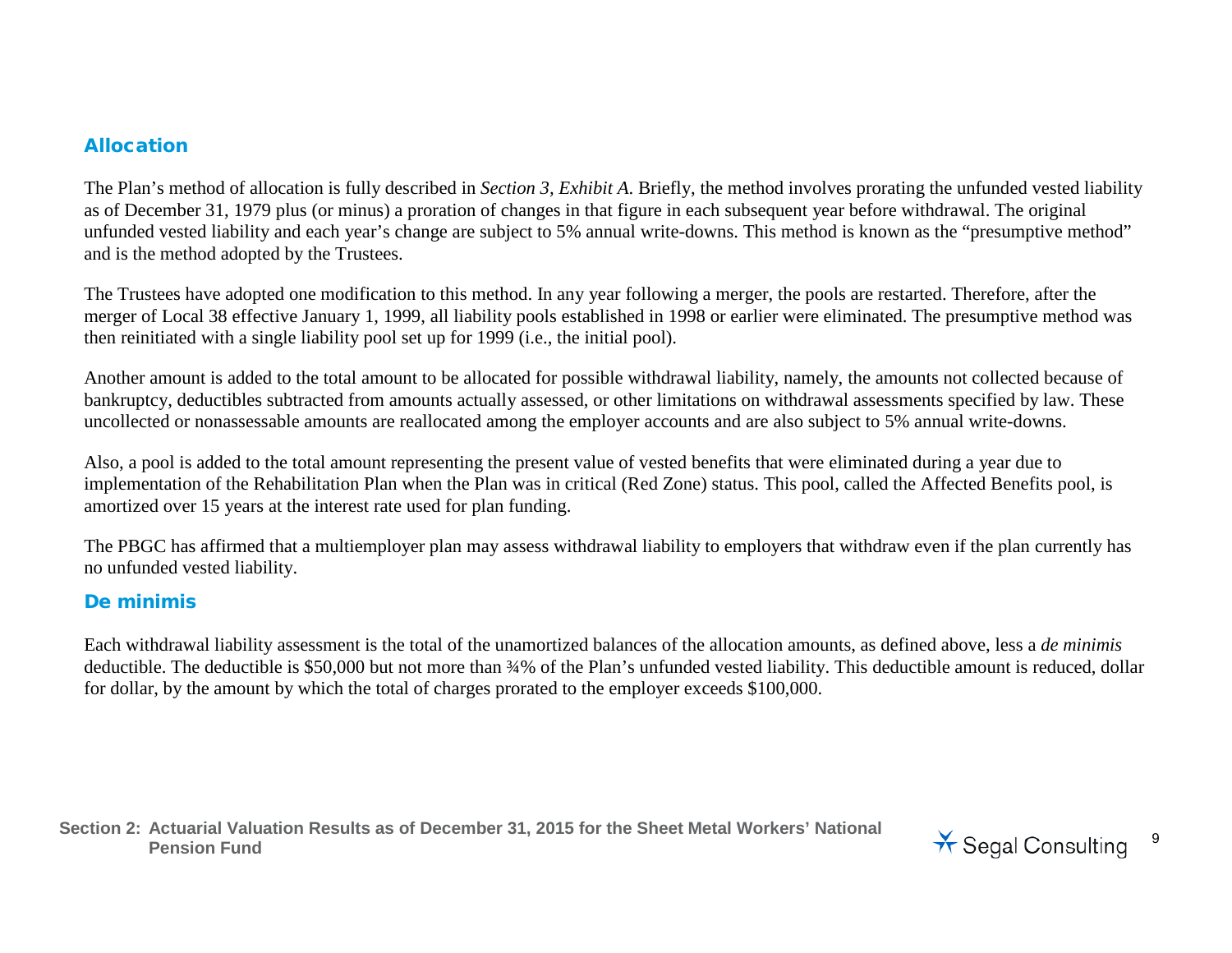## Allocation

The Plan's method of allocation is fully described in *Section 3, Exhibit A*. Briefly, the method involves prorating the unfunded vested liability as of December 31, 1979 plus (or minus) a proration of changes in that figure in each subsequent year before withdrawal. The original unfunded vested liability and each year's change are subject to 5% annual write-downs. This method is known as the "presumptive method" and is the method adopted by the Trustees.

The Trustees have adopted one modification to this method. In any year following a merger, the pools are restarted. Therefore, after the merger of Local 38 effective January 1, 1999, all liability pools established in 1998 or earlier were eliminated. The presumptive method was then reinitiated with a single liability pool set up for 1999 (i.e., the initial pool).

Another amount is added to the total amount to be allocated for possible withdrawal liability, namely, the amounts not collected because of bankruptcy, deductibles subtracted from amounts actually assessed, or other limitations on withdrawal assessments specified by law. These uncollected or nonassessable amounts are reallocated among the employer accounts and are also subject to 5% annual write-downs.

Also, a pool is added to the total amount representing the present value of vested benefits that were eliminated during a year due to implementation of the Rehabilitation Plan when the Plan was in critical (Red Zone) status. This pool, called the Affected Benefits pool, is amortized over 15 years at the interest rate used for plan funding.

The PBGC has affirmed that a multiemployer plan may assess withdrawal liability to employers that withdraw even if the plan currently has no unfunded vested liability.

## De minimis

Each withdrawal liability assessment is the total of the unamortized balances of the allocation amounts, as defined above, less a *de minimis* deductible. The deductible is $50,000 but not more than ¾% of the Plan's unfunded vested liability. This deductible amount is reduced, dollar for dollar, by the amount by which the total of charges prorated to the employer exceeds $100,000.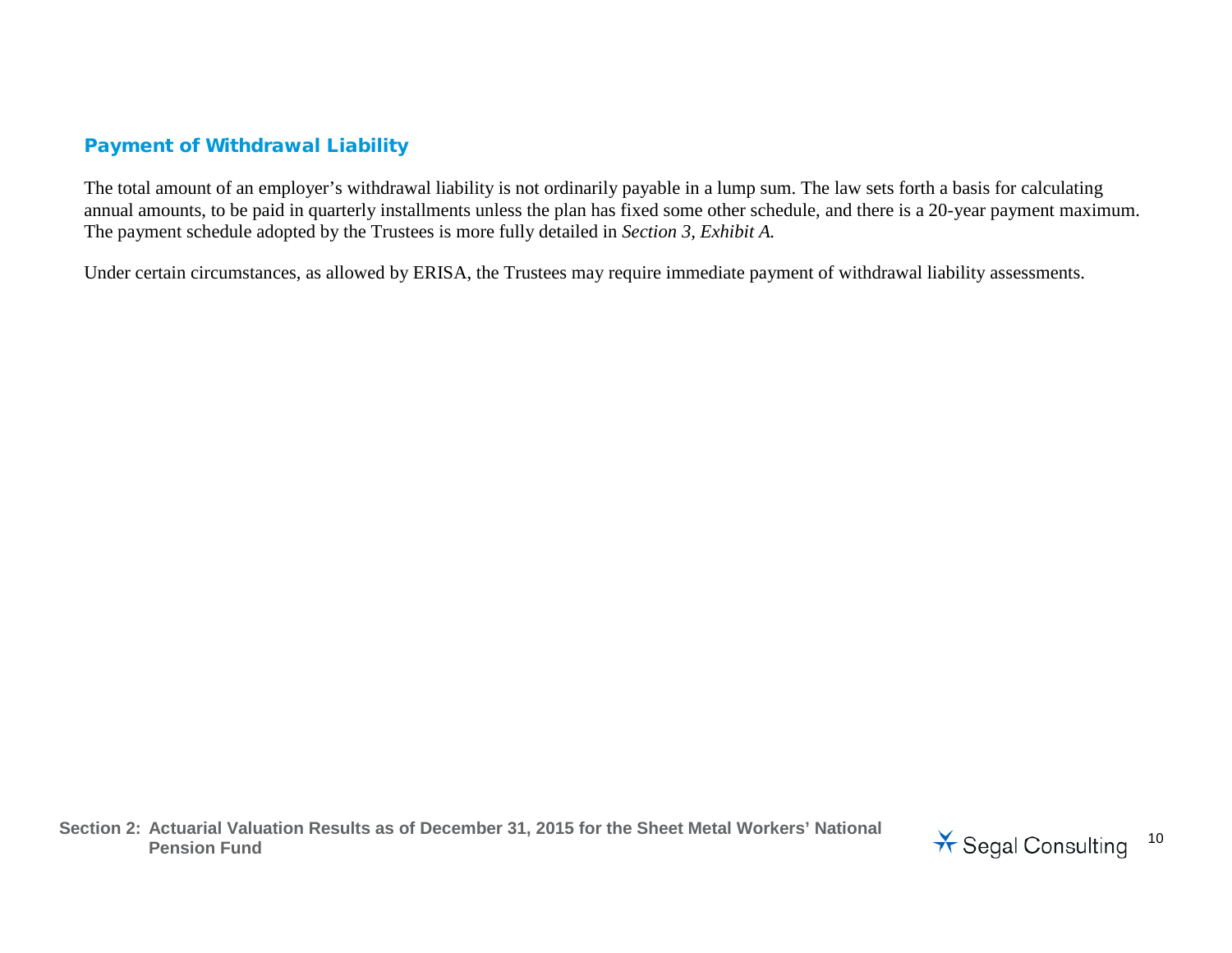## Payment of Withdrawal Liability

The total amount of an employer's withdrawal liability is not ordinarily payable in a lump sum. The law sets forth a basis for calculating annual amounts, to be paid in quarterly installments unless the plan has fixed some other schedule, and there is a 20-year payment maximum. The payment schedule adopted by the Trustees is more fully detailed in *Section 3, Exhibit A.*

Under certain circumstances, as allowed by ERISA, the Trustees may require immediate payment of withdrawal liability assessments.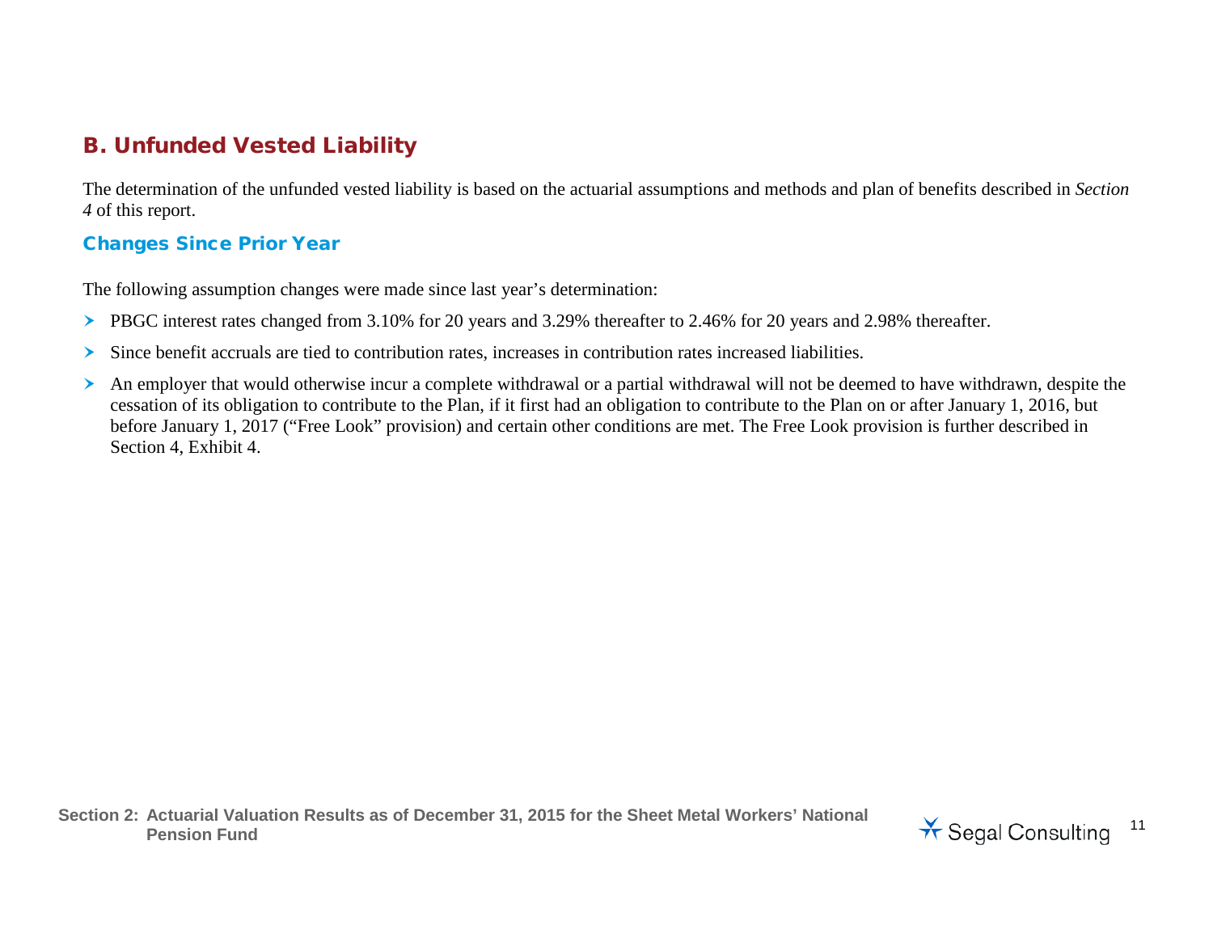## B. Unfunded Vested Liability

The determination of the unfunded vested liability is based on the actuarial assumptions and methods and plan of benefits described in *Section 4* of this report.

### Changes Since Prior Year

The following assumption changes were made since last year's determination:

- PBGC interest rates changed from 3.10% for 20 years and 3.29% thereafter to 2.46% for 20 years and 2.98% thereafter.
- Since benefit accruals are tied to contribution rates, increases in contribution rates increased liabilities.
- An employer that would otherwise incur a complete withdrawal or a partial withdrawal will not be deemed to have withdrawn, despite the cessation of its obligation to contribute to the Plan, if it first had an obligation to contribute to the Plan on or after January 1, 2016, but before January 1, 2017 ("Free Look" provision) and certain other conditions are met. The Free Look provision is further described in Section 4, Exhibit 4.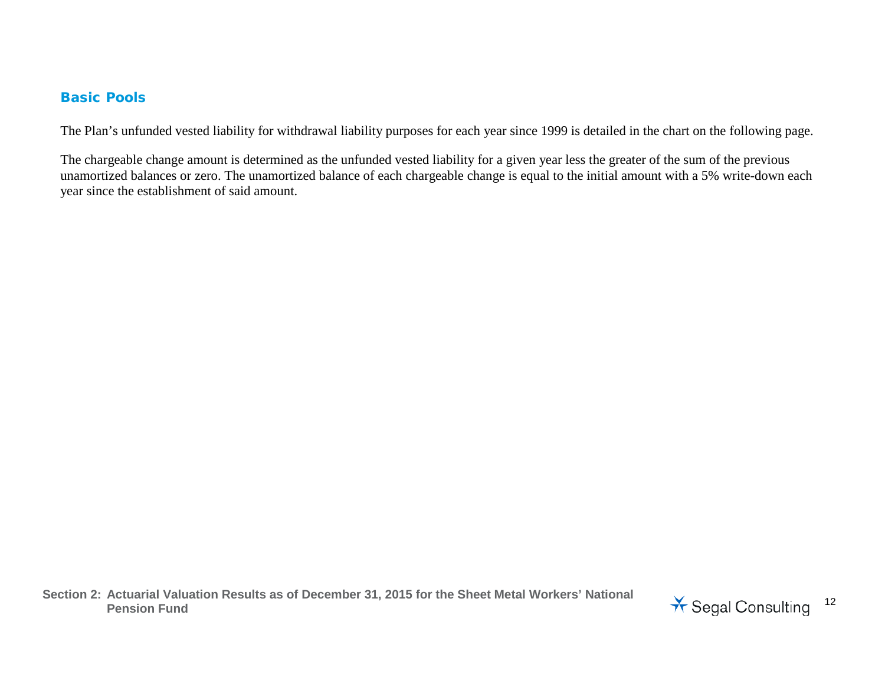## Basic Pools

The Plan's unfunded vested liability for withdrawal liability purposes for each year since 1999 is detailed in the chart on the following page.

The chargeable change amount is determined as the unfunded vested liability for a given year less the greater of the sum of the previous unamortized balances or zero. The unamortized balance of each chargeable change is equal to the initial amount with a 5% write-down each year since the establishment of said amount.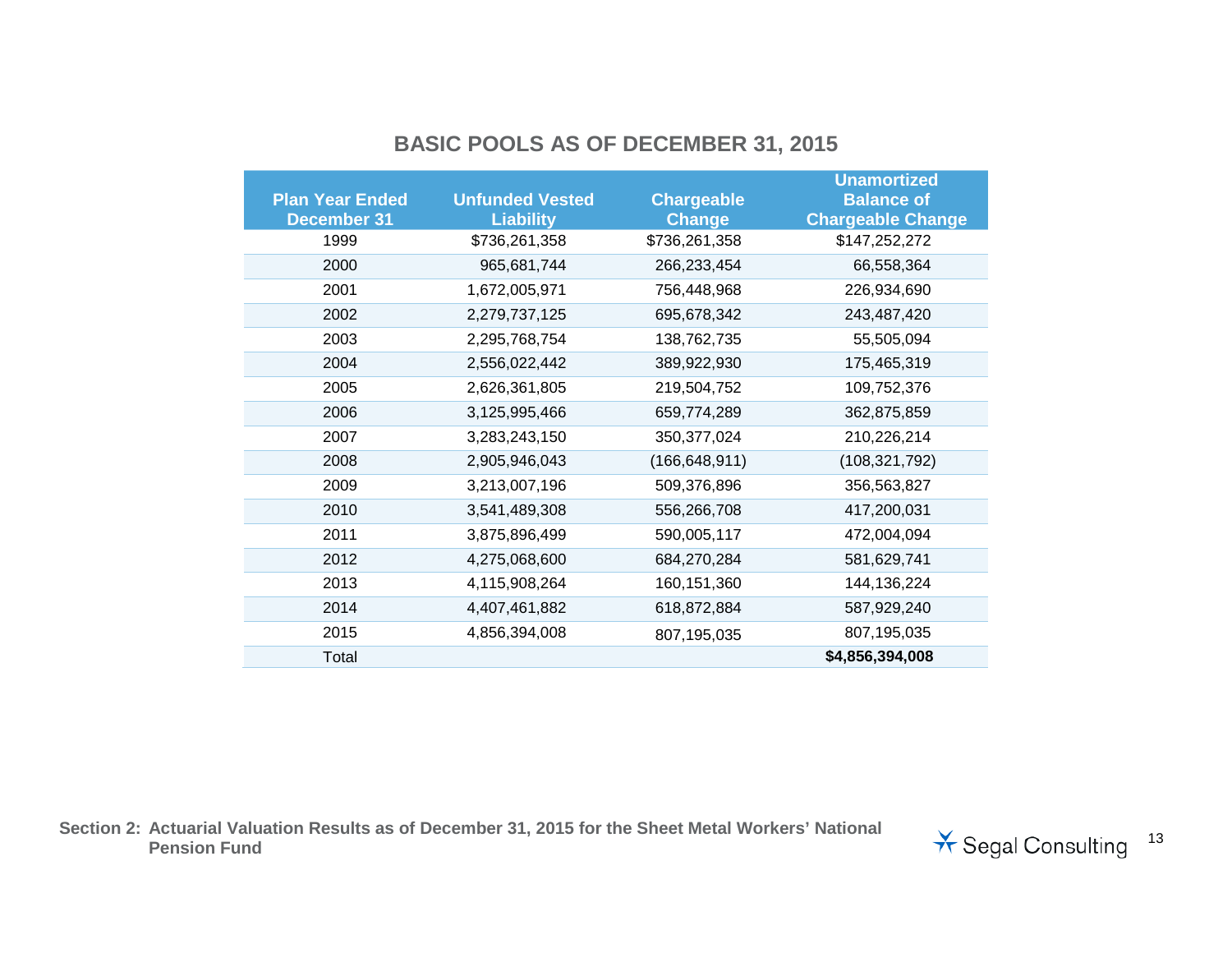## BASIC POOLS AS OF DECEMBER 31, 2015

| Plan Year Ended December 31 | Unfunded Vested Liability | Chargeable Change | Unamortized Balance of Chargeable Change |
|---|---|---|---|
| 1999 | $736,261,358 | $736,261,358 | $147,252,272 |
| 2000 | 965,681,744 | 266,233,454 | 66,558,364 |
| 2001 | 1,672,005,971 | 756,448,968 | 226,934,690 |
| 2002 | 2,279,737,125 | 695,678,342 | 243,487,420 |
| 2003 | 2,295,768,754 | 138,762,735 | 55,505,094 |
| 2004 | 2,556,022,442 | 389,922,930 | 175,465,319 |
| 2005 | 2,626,361,805 | 219,504,752 | 109,752,376 |
| 2006 | 3,125,995,466 | 659,774,289 | 362,875,859 |
| 2007 | 3,283,243,150 | 350,377,024 | 210,226,214 |
| 2008 | 2,905,946,043 | (166,648,911) | (108,321,792) |
| 2009 | 3,213,007,196 | 509,376,896 | 356,563,827 |
| 2010 | 3,541,489,308 | 556,266,708 | 417,200,031 |
| 2011 | 3,875,896,499 | 590,005,117 | 472,004,094 |
| 2012 | 4,275,068,600 | 684,270,284 | 581,629,741 |
| 2013 | 4,115,908,264 | 160,151,360 | 144,136,224 |
| 2014 | 4,407,461,882 | 618,872,884 | 587,929,240 |
| 2015 | 4,856,394,008 | 807,195,035 | 807,195,035 |
| Total | | | **$4,856,394,008** |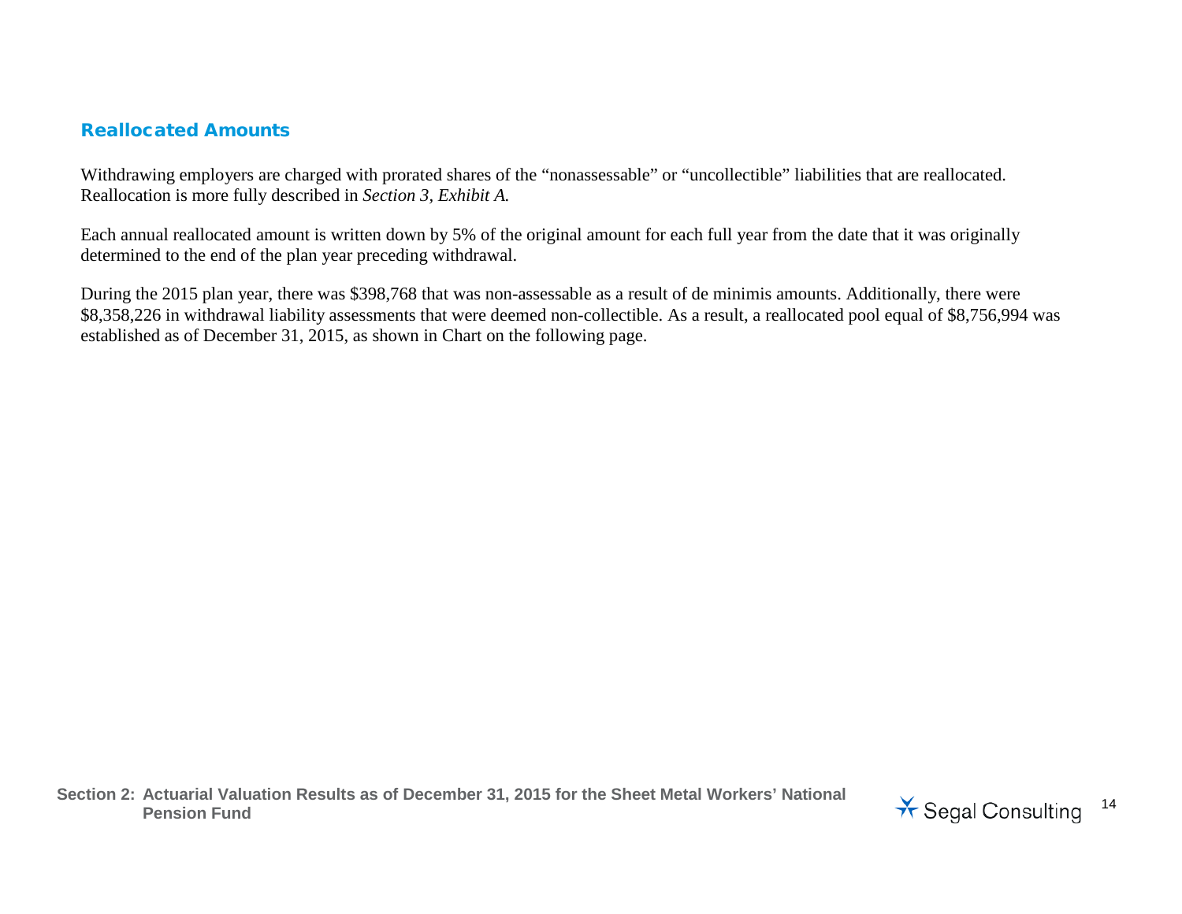## Reallocated Amounts

Withdrawing employers are charged with prorated shares of the "nonassessable" or "uncollectible" liabilities that are reallocated. Reallocation is more fully described in *Section 3, Exhibit A.*

Each annual reallocated amount is written down by 5% of the original amount for each full year from the date that it was originally determined to the end of the plan year preceding withdrawal.

During the 2015 plan year, there was $398,768 that was non-assessable as a result of de minimis amounts. Additionally, there were $8,358,226 in withdrawal liability assessments that were deemed non-collectible. As a result, a reallocated pool equal of $8,756,994 was established as of December 31, 2015, as shown in Chart on the following page.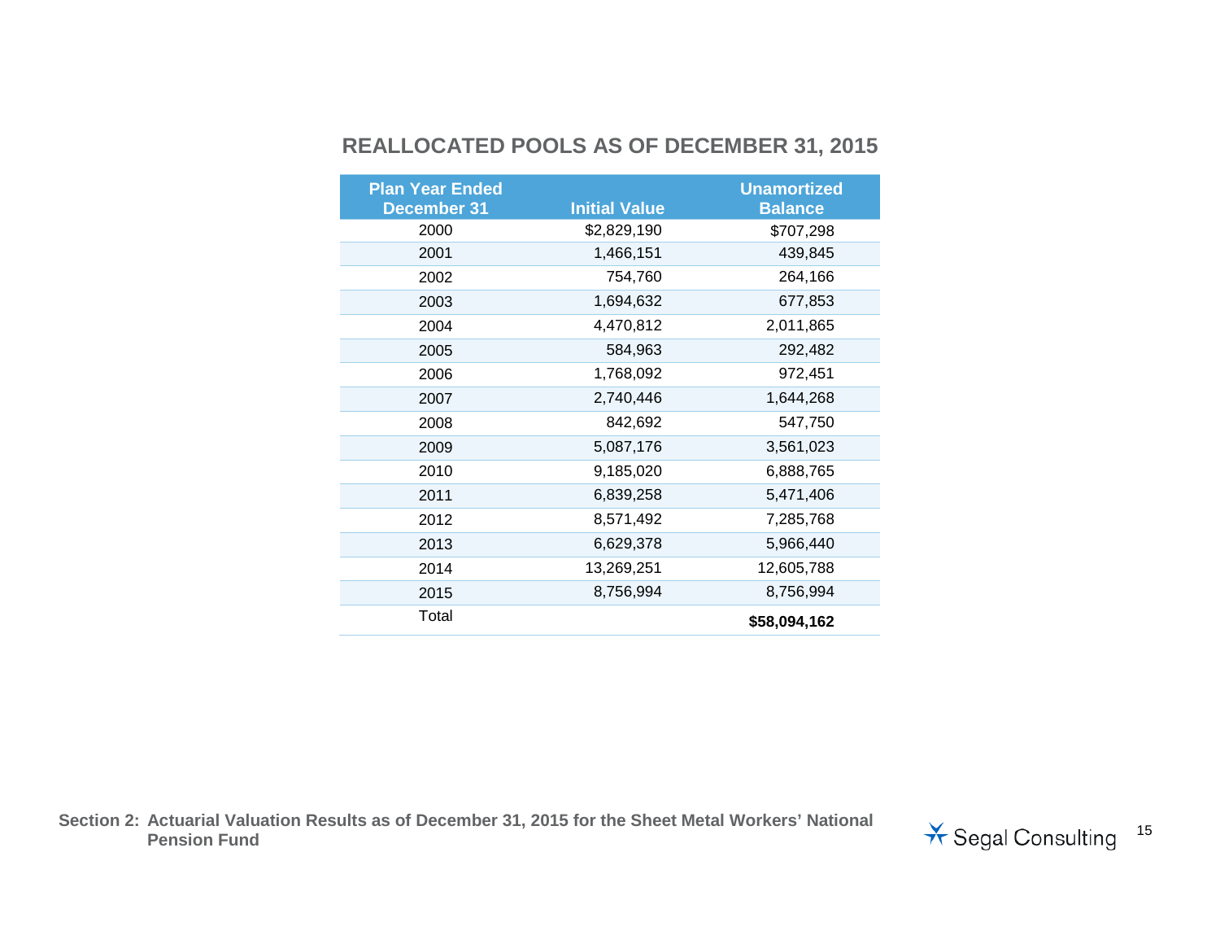## REALLOCATED POOLS AS OF DECEMBER 31, 2015

| Plan Year Ended December 31 | Initial Value | Unamortized Balance |
|---|---|---|
| 2000 | $2,829,190 | $707,298 |
| 2001 | 1,466,151 | 439,845 |
| 2002 | 754,760 | 264,166 |
| 2003 | 1,694,632 | 677,853 |
| 2004 | 4,470,812 | 2,011,865 |
| 2005 | 584,963 | 292,482 |
| 2006 | 1,768,092 | 972,451 |
| 2007 | 2,740,446 | 1,644,268 |
| 2008 | 842,692 | 547,750 |
| 2009 | 5,087,176 | 3,561,023 |
| 2010 | 9,185,020 | 6,888,765 |
| 2011 | 6,839,258 | 5,471,406 |
| 2012 | 8,571,492 | 7,285,768 |
| 2013 | 6,629,378 | 5,966,440 |
| 2014 | 13,269,251 | 12,605,788 |
| 2015 | 8,756,994 | 8,756,994 |
| Total | | **$58,094,162** |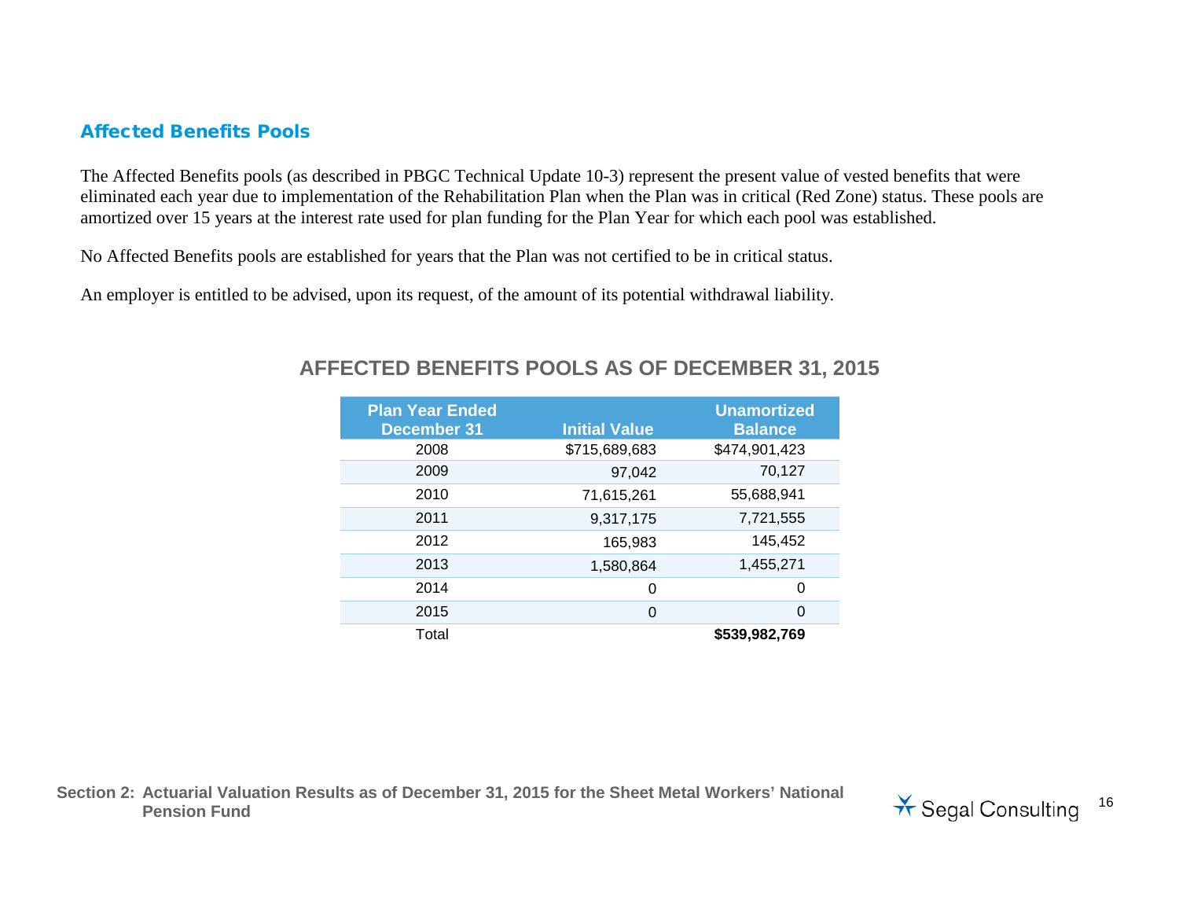## Affected Benefits Pools

The Affected Benefits pools (as described in PBGC Technical Update 10-3) represent the present value of vested benefits that were eliminated each year due to implementation of the Rehabilitation Plan when the Plan was in critical (Red Zone) status. These pools are amortized over 15 years at the interest rate used for plan funding for the Plan Year for which each pool was established.

No Affected Benefits pools are established for years that the Plan was not certified to be in critical status.

An employer is entitled to be advised, upon its request, of the amount of its potential withdrawal liability.

### AFFECTED BENEFITS POOLS AS OF DECEMBER 31, 2015

| Plan Year Ended December 31 | Initial Value | Unamortized Balance |
|---|---|---|
| 2008 | $715,689,683 | $474,901,423 |
| 2009 | 97,042 | 70,127 |
| 2010 | 71,615,261 | 55,688,941 |
| 2011 | 9,317,175 | 7,721,555 |
| 2012 | 165,983 | 145,452 |
| 2013 | 1,580,864 | 1,455,271 |
| 2014 | 0 | 0 |
| 2015 | 0 | 0 |
| Total | | **$539,982,769** |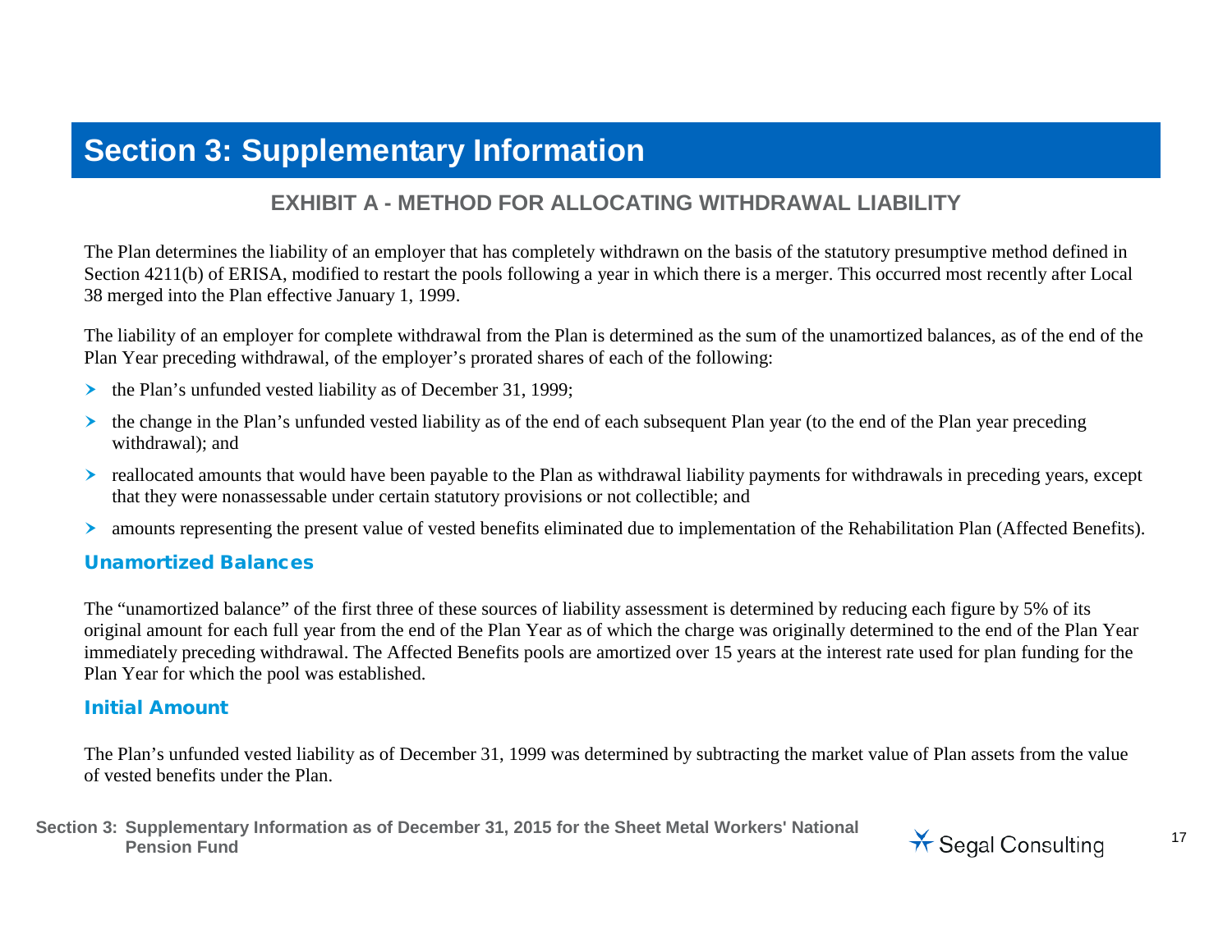# Section 3: Supplementary Information

## EXHIBIT A - METHOD FOR ALLOCATING WITHDRAWAL LIABILITY

The Plan determines the liability of an employer that has completely withdrawn on the basis of the statutory presumptive method defined in Section 4211(b) of ERISA, modified to restart the pools following a year in which there is a merger. This occurred most recently after Local 38 merged into the Plan effective January 1, 1999.

The liability of an employer for complete withdrawal from the Plan is determined as the sum of the unamortized balances, as of the end of the Plan Year preceding withdrawal, of the employer's prorated shares of each of the following:

- the Plan's unfunded vested liability as of December 31, 1999;
- the change in the Plan's unfunded vested liability as of the end of each subsequent Plan year (to the end of the Plan year preceding withdrawal); and
- reallocated amounts that would have been payable to the Plan as withdrawal liability payments for withdrawals in preceding years, except that they were nonassessable under certain statutory provisions or not collectible; and
- amounts representing the present value of vested benefits eliminated due to implementation of the Rehabilitation Plan (Affected Benefits).

### Unamortized Balances

The "unamortized balance" of the first three of these sources of liability assessment is determined by reducing each figure by 5% of its original amount for each full year from the end of the Plan Year as of which the charge was originally determined to the end of the Plan Year immediately preceding withdrawal. The Affected Benefits pools are amortized over 15 years at the interest rate used for plan funding for the Plan Year for which the pool was established.

### Initial Amount

The Plan's unfunded vested liability as of December 31, 1999 was determined by subtracting the market value of Plan assets from the value of vested benefits under the Plan.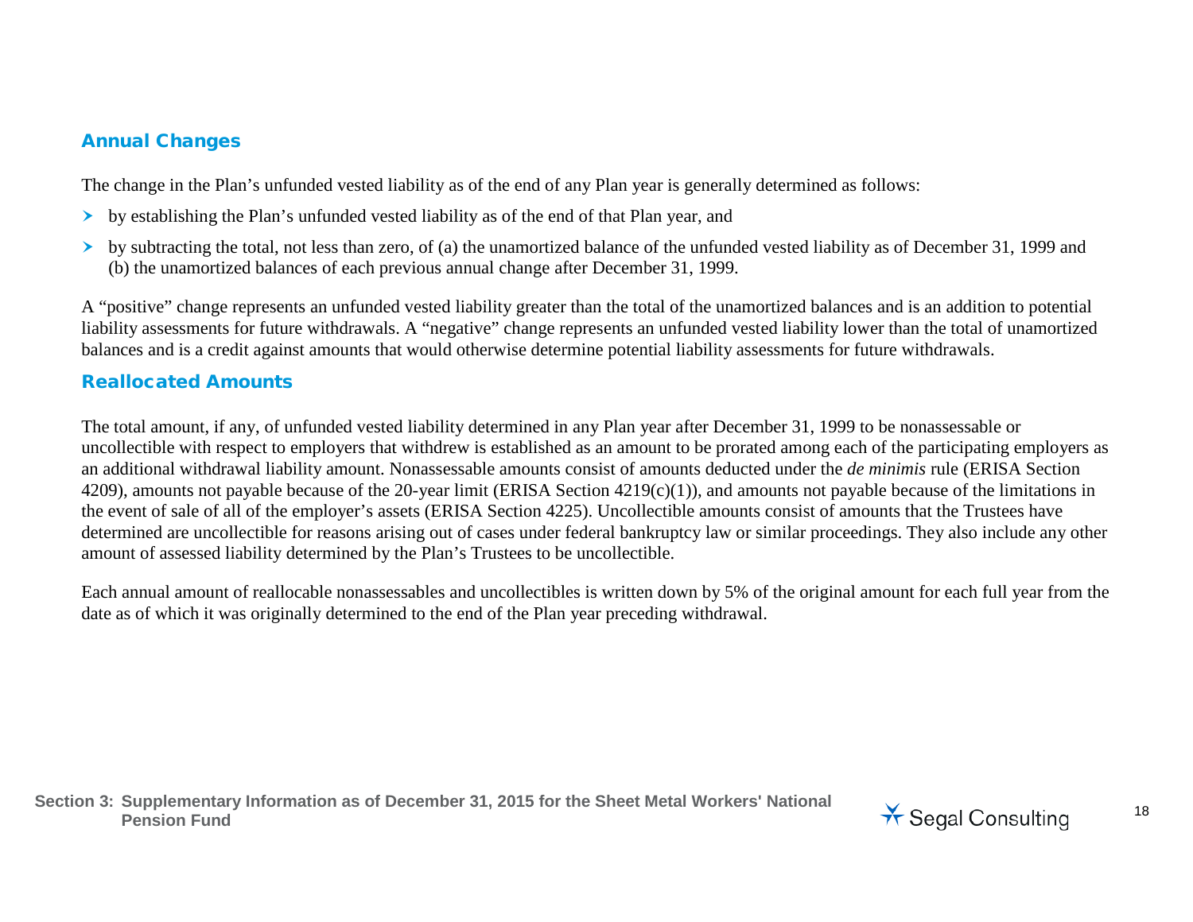### Annual Changes

The change in the Plan's unfunded vested liability as of the end of any Plan year is generally determined as follows:

- by establishing the Plan's unfunded vested liability as of the end of that Plan year, and
- by subtracting the total, not less than zero, of (a) the unamortized balance of the unfunded vested liability as of December 31, 1999 and (b) the unamortized balances of each previous annual change after December 31, 1999.

A "positive" change represents an unfunded vested liability greater than the total of the unamortized balances and is an addition to potential liability assessments for future withdrawals. A "negative" change represents an unfunded vested liability lower than the total of unamortized balances and is a credit against amounts that would otherwise determine potential liability assessments for future withdrawals.

### Reallocated Amounts

The total amount, if any, of unfunded vested liability determined in any Plan year after December 31, 1999 to be nonassessable or uncollectible with respect to employers that withdrew is established as an amount to be prorated among each of the participating employers as an additional withdrawal liability amount. Nonassessable amounts consist of amounts deducted under the *de minimis* rule (ERISA Section 4209), amounts not payable because of the 20-year limit (ERISA Section 4219(c)(1)), and amounts not payable because of the limitations in the event of sale of all of the employer's assets (ERISA Section 4225). Uncollectible amounts consist of amounts that the Trustees have determined are uncollectible for reasons arising out of cases under federal bankruptcy law or similar proceedings. They also include any other amount of assessed liability determined by the Plan's Trustees to be uncollectible.

Each annual amount of reallocable nonassessables and uncollectibles is written down by 5% of the original amount for each full year from the date as of which it was originally determined to the end of the Plan year preceding withdrawal.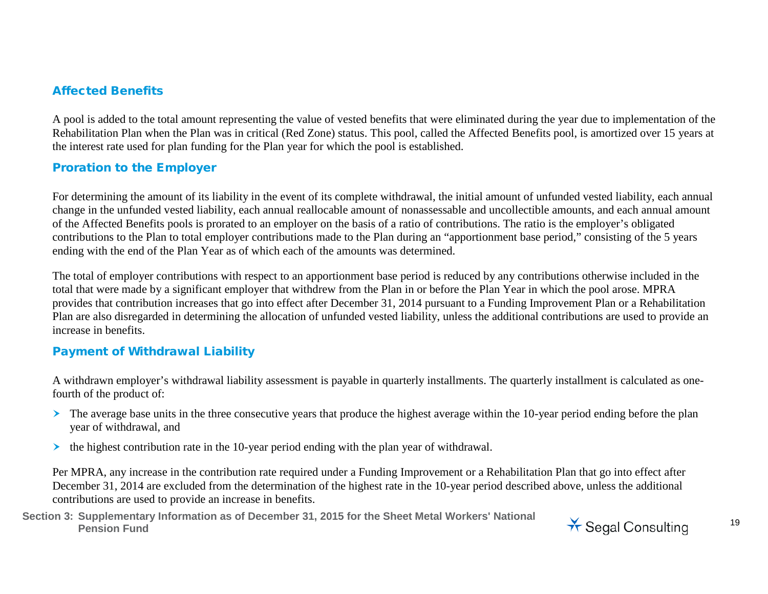### Affected Benefits

A pool is added to the total amount representing the value of vested benefits that were eliminated during the year due to implementation of the Rehabilitation Plan when the Plan was in critical (Red Zone) status. This pool, called the Affected Benefits pool, is amortized over 15 years at the interest rate used for plan funding for the Plan year for which the pool is established.

### Proration to the Employer

For determining the amount of its liability in the event of its complete withdrawal, the initial amount of unfunded vested liability, each annual change in the unfunded vested liability, each annual reallocable amount of nonassessable and uncollectible amounts, and each annual amount of the Affected Benefits pools is prorated to an employer on the basis of a ratio of contributions. The ratio is the employer's obligated contributions to the Plan to total employer contributions made to the Plan during an "apportionment base period," consisting of the 5 years ending with the end of the Plan Year as of which each of the amounts was determined.

The total of employer contributions with respect to an apportionment base period is reduced by any contributions otherwise included in the total that were made by a significant employer that withdrew from the Plan in or before the Plan Year in which the pool arose. MPRA provides that contribution increases that go into effect after December 31, 2014 pursuant to a Funding Improvement Plan or a Rehabilitation Plan are also disregarded in determining the allocation of unfunded vested liability, unless the additional contributions are used to provide an increase in benefits.

### Payment of Withdrawal Liability

A withdrawn employer's withdrawal liability assessment is payable in quarterly installments. The quarterly installment is calculated as one-fourth of the product of:

- The average base units in the three consecutive years that produce the highest average within the 10-year period ending before the plan year of withdrawal, and
- the highest contribution rate in the 10-year period ending with the plan year of withdrawal.

Per MPRA, any increase in the contribution rate required under a Funding Improvement or a Rehabilitation Plan that go into effect after December 31, 2014 are excluded from the determination of the highest rate in the 10-year period described above, unless the additional contributions are used to provide an increase in benefits.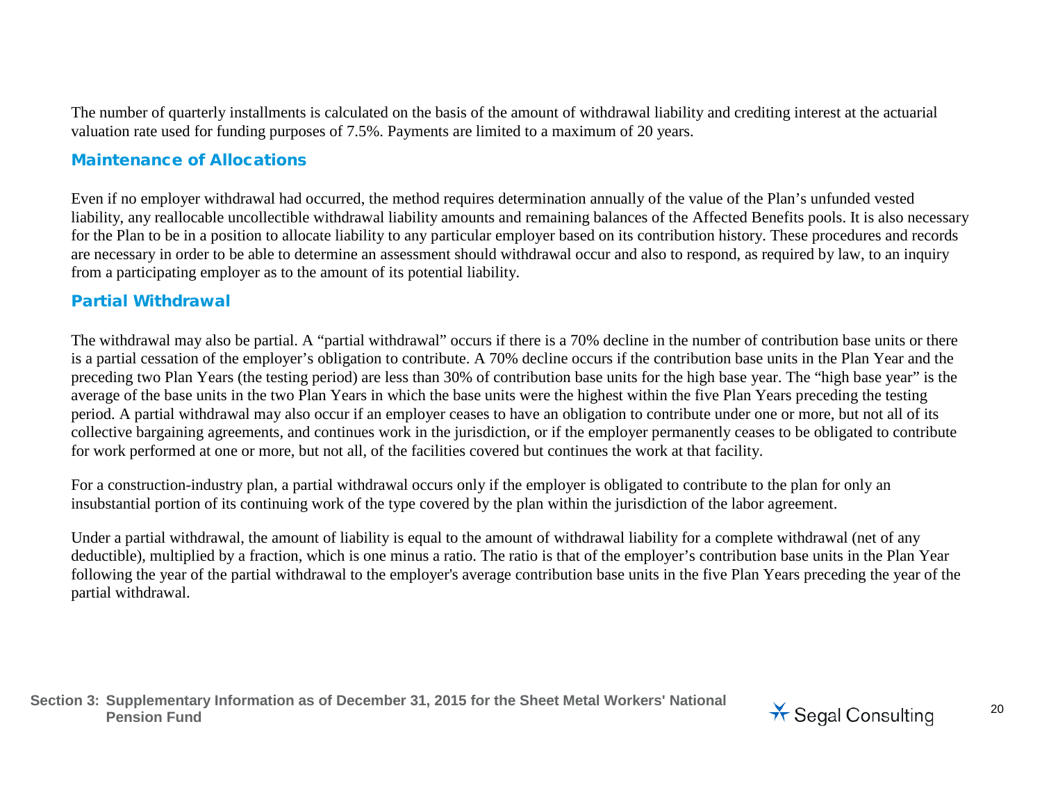The number of quarterly installments is calculated on the basis of the amount of withdrawal liability and crediting interest at the actuarial valuation rate used for funding purposes of 7.5%. Payments are limited to a maximum of 20 years.

### Maintenance of Allocations

Even if no employer withdrawal had occurred, the method requires determination annually of the value of the Plan's unfunded vested liability, any reallocable uncollectible withdrawal liability amounts and remaining balances of the Affected Benefits pools. It is also necessary for the Plan to be in a position to allocate liability to any particular employer based on its contribution history. These procedures and records are necessary in order to be able to determine an assessment should withdrawal occur and also to respond, as required by law, to an inquiry from a participating employer as to the amount of its potential liability.

### Partial Withdrawal

The withdrawal may also be partial. A "partial withdrawal" occurs if there is a 70% decline in the number of contribution base units or there is a partial cessation of the employer's obligation to contribute. A 70% decline occurs if the contribution base units in the Plan Year and the preceding two Plan Years (the testing period) are less than 30% of contribution base units for the high base year. The "high base year" is the average of the base units in the two Plan Years in which the base units were the highest within the five Plan Years preceding the testing period. A partial withdrawal may also occur if an employer ceases to have an obligation to contribute under one or more, but not all of its collective bargaining agreements, and continues work in the jurisdiction, or if the employer permanently ceases to be obligated to contribute for work performed at one or more, but not all, of the facilities covered but continues the work at that facility.

For a construction-industry plan, a partial withdrawal occurs only if the employer is obligated to contribute to the plan for only an insubstantial portion of its continuing work of the type covered by the plan within the jurisdiction of the labor agreement.

Under a partial withdrawal, the amount of liability is equal to the amount of withdrawal liability for a complete withdrawal (net of any deductible), multiplied by a fraction, which is one minus a ratio. The ratio is that of the employer's contribution base units in the Plan Year following the year of the partial withdrawal to the employer's average contribution base units in the five Plan Years preceding the year of the partial withdrawal.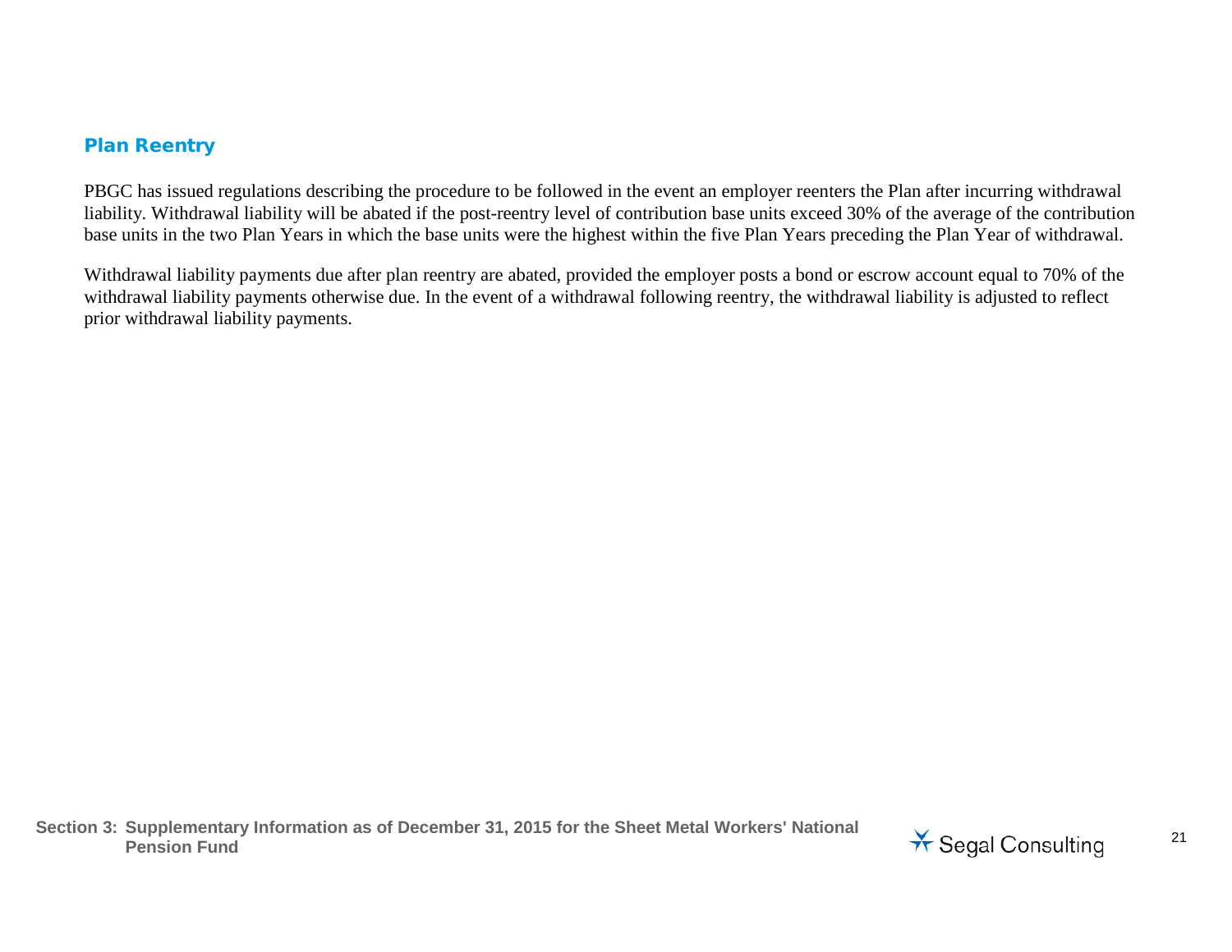### Plan Reentry

PBGC has issued regulations describing the procedure to be followed in the event an employer reenters the Plan after incurring withdrawal liability. Withdrawal liability will be abated if the post-reentry level of contribution base units exceed 30% of the average of the contribution base units in the two Plan Years in which the base units were the highest within the five Plan Years preceding the Plan Year of withdrawal.

Withdrawal liability payments due after plan reentry are abated, provided the employer posts a bond or escrow account equal to 70% of the withdrawal liability payments otherwise due. In the event of a withdrawal following reentry, the withdrawal liability is adjusted to reflect prior withdrawal liability payments.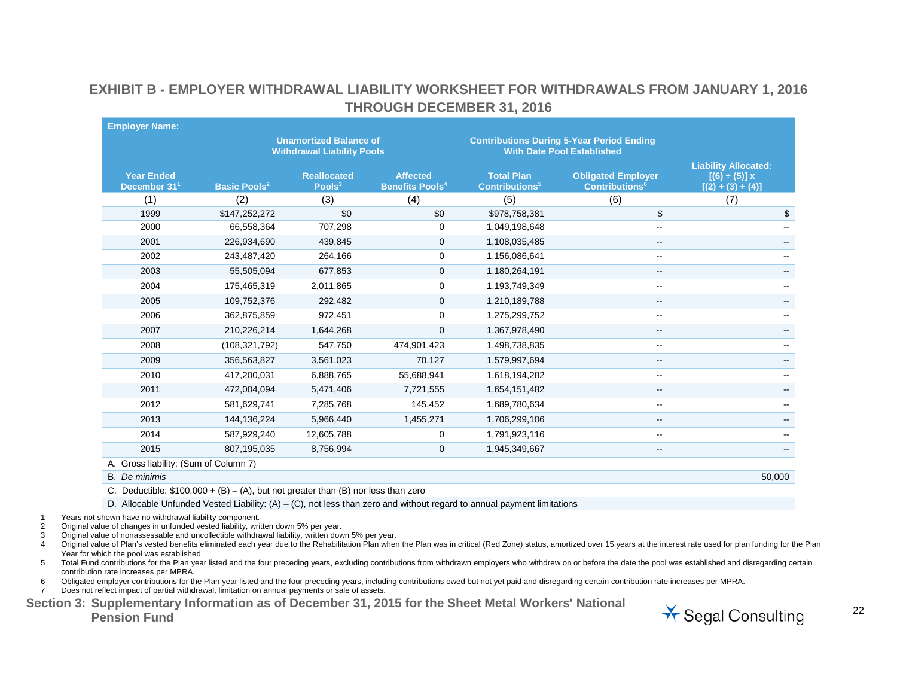# EXHIBIT B - EMPLOYER WITHDRAWAL LIABILITY WORKSHEET FOR WITHDRAWALS FROM JANUARY 1, 2016 THROUGH DECEMBER 31, 2016

| Employer Name: | | | | | | |
|---|---|---|---|---|---|---|
| | Unamortized Balance of Withdrawal Liability Pools | | | Contributions During 5-Year Period Ending With Date Pool Established | | |
| Year Ended December 31[1] | Basic Pools[2] | Reallocated Pools[3] | Affected Benefits Pools[4] | Total Plan Contributions[5] | Obligated Employer Contributions[6] | Liability Allocated: [(6) ÷ (5)] x [(2) + (3) + (4)] |
| (1) | (2) | (3) | (4) | (5) | (6) | (7) |
| 1999 | $147,252,272 | $0 | $0 | $978,758,381 | $ | $ |
| 2000 | 66,558,364 | 707,298 | 0 | 1,049,198,648 | -- | -- |
| 2001 | 226,934,690 | 439,845 | 0 | 1,108,035,485 | -- | -- |
| 2002 | 243,487,420 | 264,166 | 0 | 1,156,086,641 | -- | -- |
| 2003 | 55,505,094 | 677,853 | 0 | 1,180,264,191 | -- | -- |
| 2004 | 175,465,319 | 2,011,865 | 0 | 1,193,749,349 | -- | -- |
| 2005 | 109,752,376 | 292,482 | 0 | 1,210,189,788 | -- | -- |
| 2006 | 362,875,859 | 972,451 | 0 | 1,275,299,752 | -- | -- |
| 2007 | 210,226,214 | 1,644,268 | 0 | 1,367,978,490 | -- | -- |
| 2008 | (108,321,792) | 547,750 | 474,901,423 | 1,498,738,835 | -- | -- |
| 2009 | 356,563,827 | 3,561,023 | 70,127 | 1,579,997,694 | -- | -- |
| 2010 | 417,200,031 | 6,888,765 | 55,688,941 | 1,618,194,282 | -- | -- |
| 2011 | 472,004,094 | 5,471,406 | 7,721,555 | 1,654,151,482 | -- | -- |
| 2012 | 581,629,741 | 7,285,768 | 145,452 | 1,689,780,634 | -- | -- |
| 2013 | 144,136,224 | 5,966,440 | 1,455,271 | 1,706,299,106 | -- | -- |
| 2014 | 587,929,240 | 12,605,788 | 0 | 1,791,923,116 | -- | -- |
| 2015 | 807,195,035 | 8,756,994 | 0 | 1,945,349,667 | -- | -- |
| A. Gross liability: (Sum of Column 7) | | | | | | |
| B. *De minimis* | | | | | | 50,000 |
| C. Deductible: $100,000 + (B) – (A), but not greater than (B) nor less than zero | | | | | | |
| D. Allocable Unfunded Vested Liability: (A) – (C), not less than zero and without regard to annual payment limitations | | | | | | |

1 Years not shown have no withdrawal liability component.
2 Original value of changes in unfunded vested liability, written down 5% per year.
3 Original value of nonassessable and uncollectible withdrawal liability, written down 5% per year.
4 Original value of Plan's vested benefits eliminated each year due to the Rehabilitation Plan when the Plan was in critical (Red Zone) status, amortized over 15 years at the interest rate used for plan funding for the Plan Year for which the pool was established.
5 Total Fund contributions for the Plan year listed and the four preceding years, excluding contributions from withdrawn employers who withdrew on or before the date the pool was established and disregarding certain contribution rate increases per MPRA.
6 Obligated employer contributions for the Plan year listed and the four preceding years, including contributions owed but not yet paid and disregarding certain contribution rate increases per MPRA.
7 Does not reflect impact of partial withdrawal, limitation on annual payments or sale of assets.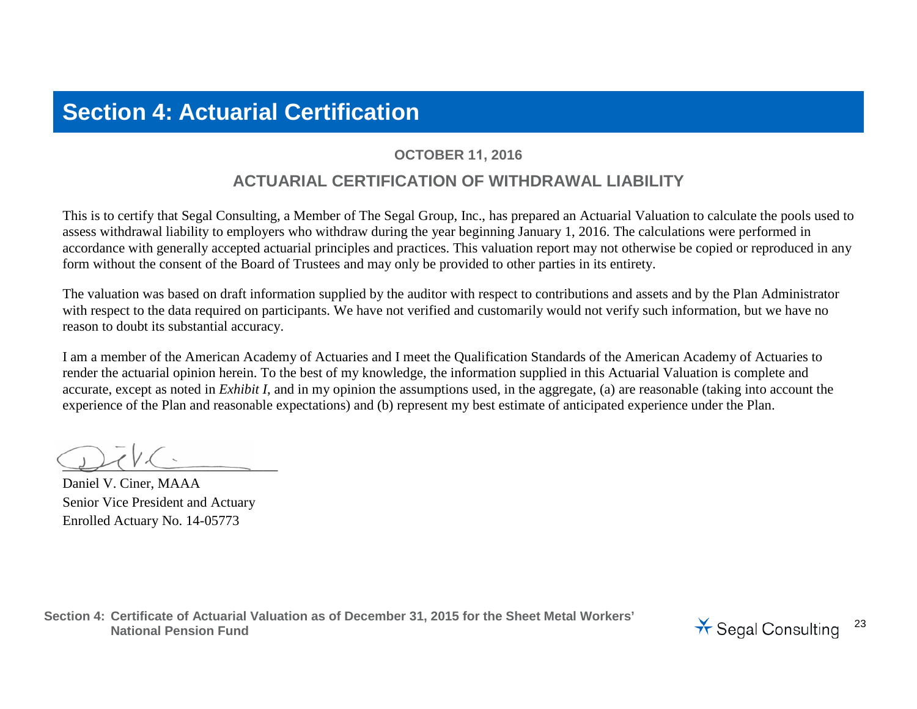# Section 4: Actuarial Certification

**OCTOBER 11, 2016**

## ACTUARIAL CERTIFICATION OF WITHDRAWAL LIABILITY

This is to certify that Segal Consulting, a Member of The Segal Group, Inc., has prepared an Actuarial Valuation to calculate the pools used to assess withdrawal liability to employers who withdraw during the year beginning January 1, 2016. The calculations were performed in accordance with generally accepted actuarial principles and practices. This valuation report may not otherwise be copied or reproduced in any form without the consent of the Board of Trustees and may only be provided to other parties in its entirety.

The valuation was based on draft information supplied by the auditor with respect to contributions and assets and by the Plan Administrator with respect to the data required on participants. We have not verified and customarily would not verify such information, but we have no reason to doubt its substantial accuracy.

I am a member of the American Academy of Actuaries and I meet the Qualification Standards of the American Academy of Actuaries to render the actuarial opinion herein. To the best of my knowledge, the information supplied in this Actuarial Valuation is complete and accurate, except as noted in *Exhibit I*, and in my opinion the assumptions used, in the aggregate, (a) are reasonable (taking into account the experience of the Plan and reasonable expectations) and (b) represent my best estimate of anticipated experience under the Plan.

Daniel V. Ciner, MAAA
Senior Vice President and Actuary
Enrolled Actuary No. 14-05773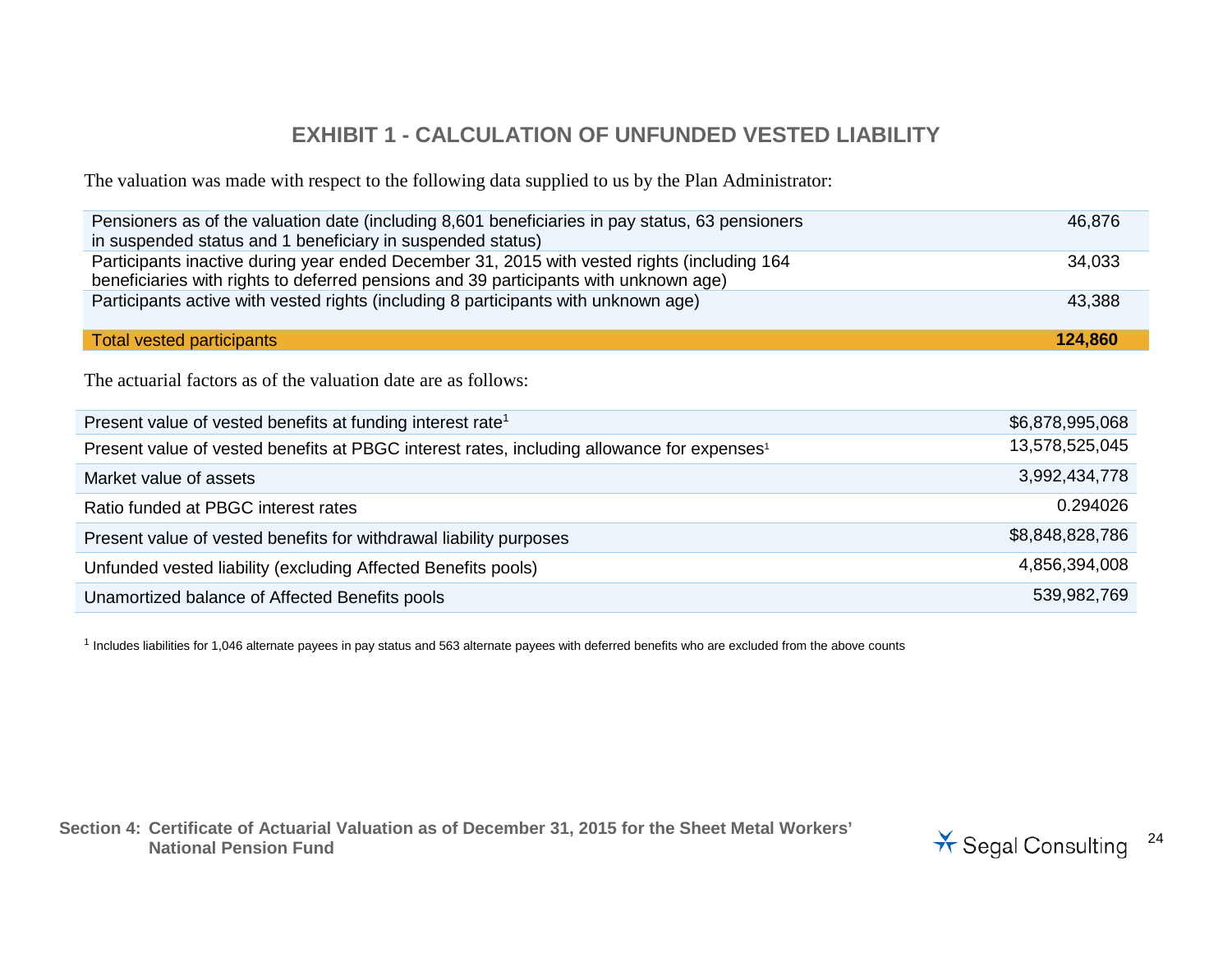# EXHIBIT 1 - CALCULATION OF UNFUNDED VESTED LIABILITY

The valuation was made with respect to the following data supplied to us by the Plan Administrator:

| | |
|---|---|
| Pensioners as of the valuation date (including 8,601 beneficiaries in pay status, 63 pensioners in suspended status and 1 beneficiary in suspended status) | 46,876 |
| Participants inactive during year ended December 31, 2015 with vested rights (including 164 beneficiaries with rights to deferred pensions and 39 participants with unknown age) | 34,033 |
| Participants active with vested rights (including 8 participants with unknown age) | 43,388 |
| **Total vested participants** | **124,860** |

The actuarial factors as of the valuation date are as follows:

| | |
|---|---|
| Present value of vested benefits at funding interest rate[1] | $6,878,995,068 |
| Present value of vested benefits at PBGC interest rates, including allowance for expenses[1] | 13,578,525,045 |
| Market value of assets | 3,992,434,778 |
| Ratio funded at PBGC interest rates | 0.294026 |
| Present value of vested benefits for withdrawal liability purposes | $8,848,828,786 |
| Unfunded vested liability (excluding Affected Benefits pools) | 4,856,394,008 |
| Unamortized balance of Affected Benefits pools | 539,982,769 |

[1] Includes liabilities for 1,046 alternate payees in pay status and 563 alternate payees with deferred benefits who are excluded from the above counts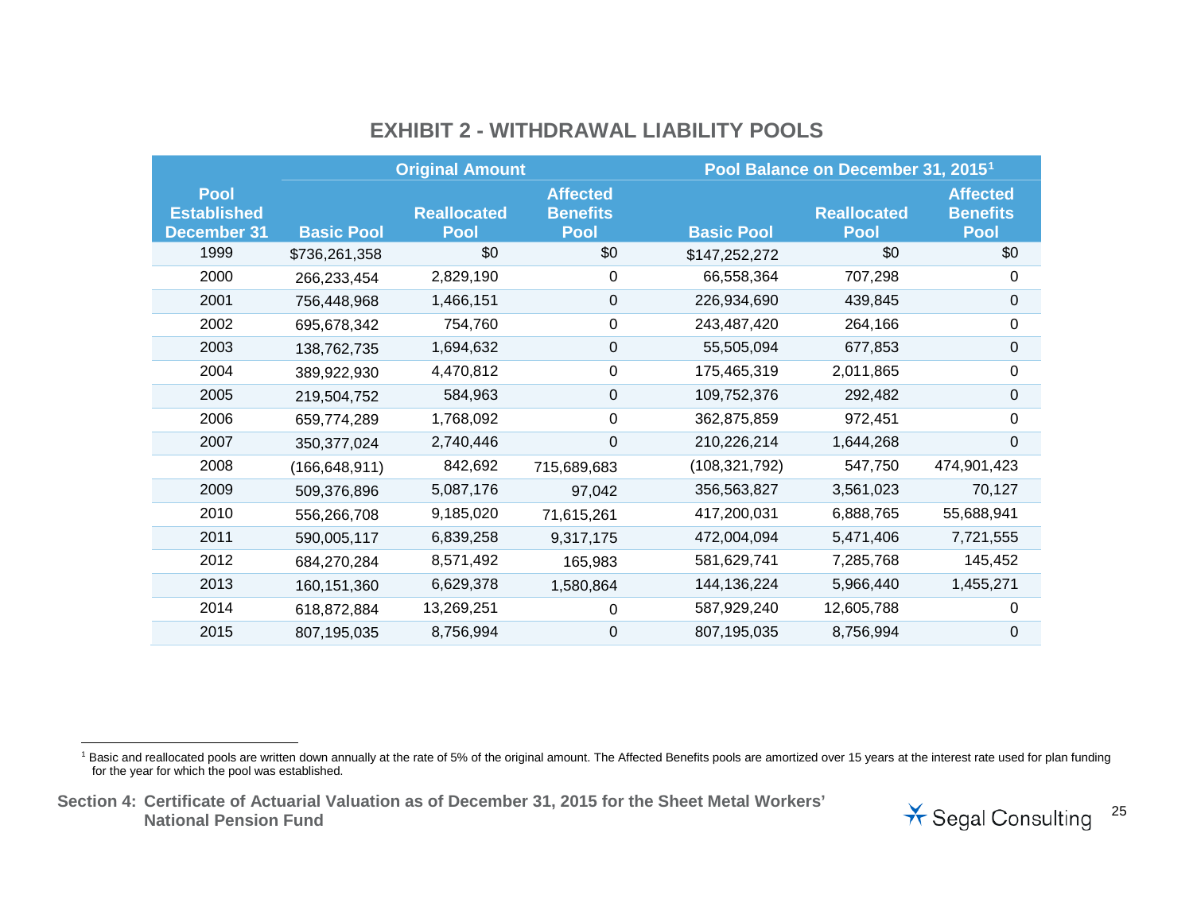## EXHIBIT 2 - WITHDRAWAL LIABILITY POOLS

| Pool Established December 31 | Original Amount | | | Pool Balance on December 31, 2015[1] | | |
|---|---|---|---|---|---|---|
| | Basic Pool | Reallocated Pool | Affected Benefits Pool | Basic Pool | Reallocated Pool | Affected Benefits Pool |
| 1999 | $736,261,358 | $0 | $0 | $147,252,272 | $0 | $0 |
| 2000 | 266,233,454 | 2,829,190 | 0 | 66,558,364 | 707,298 | 0 |
| 2001 | 756,448,968 | 1,466,151 | 0 | 226,934,690 | 439,845 | 0 |
| 2002 | 695,678,342 | 754,760 | 0 | 243,487,420 | 264,166 | 0 |
| 2003 | 138,762,735 | 1,694,632 | 0 | 55,505,094 | 677,853 | 0 |
| 2004 | 389,922,930 | 4,470,812 | 0 | 175,465,319 | 2,011,865 | 0 |
| 2005 | 219,504,752 | 584,963 | 0 | 109,752,376 | 292,482 | 0 |
| 2006 | 659,774,289 | 1,768,092 | 0 | 362,875,859 | 972,451 | 0 |
| 2007 | 350,377,024 | 2,740,446 | 0 | 210,226,214 | 1,644,268 | 0 |
| 2008 | (166,648,911) | 842,692 | 715,689,683 | (108,321,792) | 547,750 | 474,901,423 |
| 2009 | 509,376,896 | 5,087,176 | 97,042 | 356,563,827 | 3,561,023 | 70,127 |
| 2010 | 556,266,708 | 9,185,020 | 71,615,261 | 417,200,031 | 6,888,765 | 55,688,941 |
| 2011 | 590,005,117 | 6,839,258 | 9,317,175 | 472,004,094 | 5,471,406 | 7,721,555 |
| 2012 | 684,270,284 | 8,571,492 | 165,983 | 581,629,741 | 7,285,768 | 145,452 |
| 2013 | 160,151,360 | 6,629,378 | 1,580,864 | 144,136,224 | 5,966,440 | 1,455,271 |
| 2014 | 618,872,884 | 13,269,251 | 0 | 587,929,240 | 12,605,788 | 0 |
| 2015 | 807,195,035 | 8,756,994 | 0 | 807,195,035 | 8,756,994 | 0 |

[1] Basic and reallocated pools are written down annually at the rate of 5% of the original amount. The Affected Benefits pools are amortized over 15 years at the interest rate used for plan funding for the year for which the pool was established.

**Section 4: Certificate of Actuarial Valuation as of December 31, 2015 for the Sheet Metal Workers' National Pension Fund**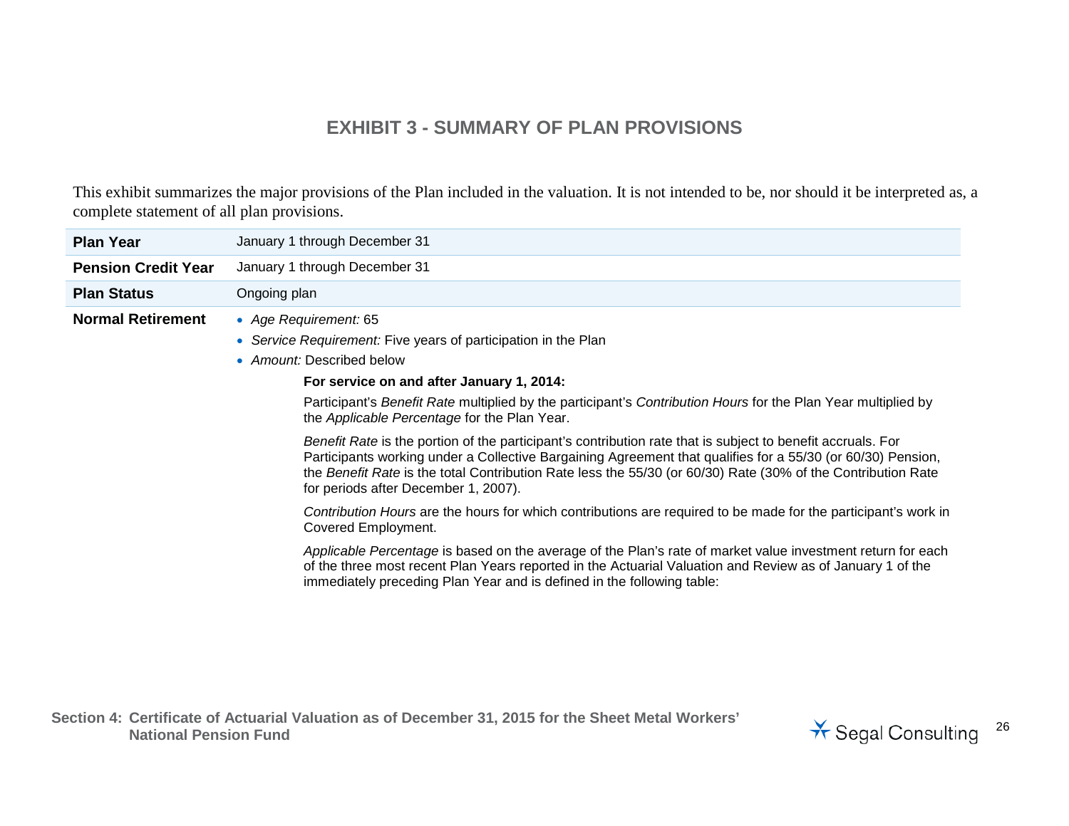## EXHIBIT 3 - SUMMARY OF PLAN PROVISIONS

This exhibit summarizes the major provisions of the Plan included in the valuation. It is not intended to be, nor should it be interpreted as, a complete statement of all plan provisions.

| | |
|---|---|
| **Plan Year** | January 1 through December 31 |
| **Pension Credit Year** | January 1 through December 31 |
| **Plan Status** | Ongoing plan |

**Normal Retirement**

- *Age Requirement:* 65
- *Service Requirement:* Five years of participation in the Plan
- *Amount:* Described below

**For service on and after January 1, 2014:**

Participant's *Benefit Rate* multiplied by the participant's *Contribution Hours* for the Plan Year multiplied by the *Applicable Percentage* for the Plan Year.

*Benefit Rate* is the portion of the participant's contribution rate that is subject to benefit accruals. For Participants working under a Collective Bargaining Agreement that qualifies for a 55/30 (or 60/30) Pension, the *Benefit Rate* is the total Contribution Rate less the 55/30 (or 60/30) Rate (30% of the Contribution Rate for periods after December 1, 2007).

*Contribution Hours* are the hours for which contributions are required to be made for the participant's work in Covered Employment.

*Applicable Percentage* is based on the average of the Plan's rate of market value investment return for each of the three most recent Plan Years reported in the Actuarial Valuation and Review as of January 1 of the immediately preceding Plan Year and is defined in the following table: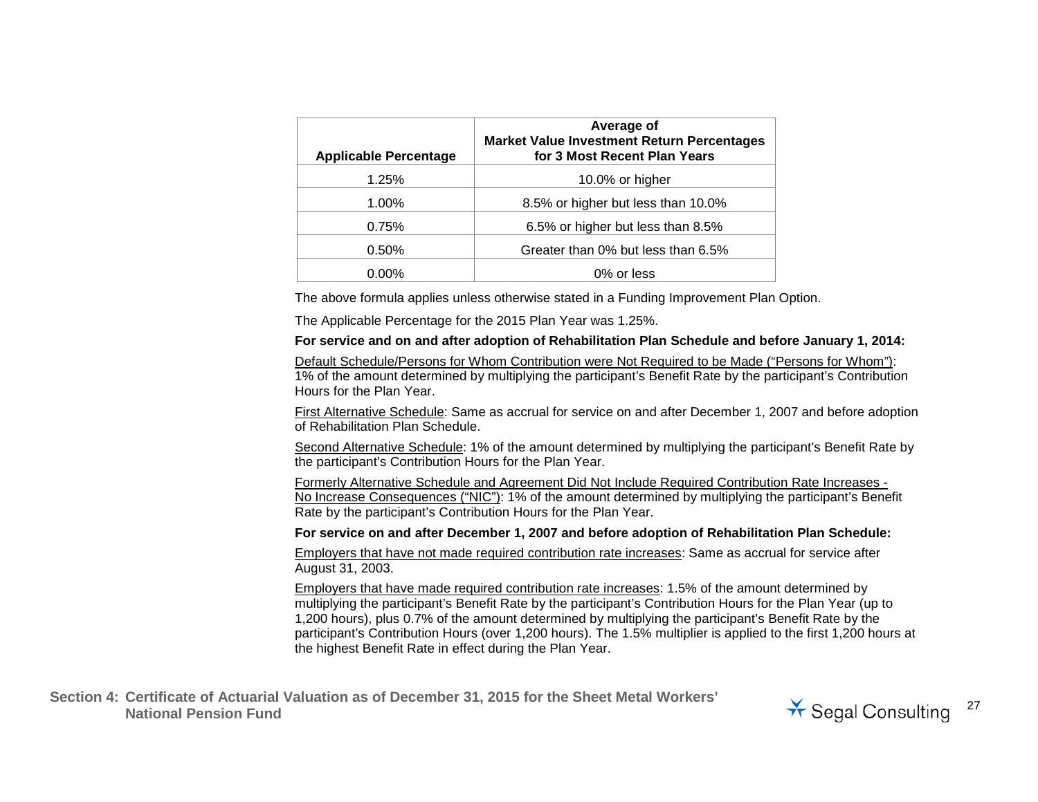| Applicable Percentage | Average of Market Value Investment Return Percentages for 3 Most Recent Plan Years |
|---|---|
| 1.25% | 10.0% or higher |
| 1.00% | 8.5% or higher but less than 10.0% |
| 0.75% | 6.5% or higher but less than 8.5% |
| 0.50% | Greater than 0% but less than 6.5% |
| 0.00% | 0% or less |

The above formula applies unless otherwise stated in a Funding Improvement Plan Option.

The Applicable Percentage for the 2015 Plan Year was 1.25%.

**For service and on and after adoption of Rehabilitation Plan Schedule and before January 1, 2014:**

Default Schedule/Persons for Whom Contribution were Not Required to be Made ("Persons for Whom"): 1% of the amount determined by multiplying the participant's Benefit Rate by the participant's Contribution Hours for the Plan Year.

First Alternative Schedule: Same as accrual for service on and after December 1, 2007 and before adoption of Rehabilitation Plan Schedule.

Second Alternative Schedule: 1% of the amount determined by multiplying the participant's Benefit Rate by the participant's Contribution Hours for the Plan Year.

Formerly Alternative Schedule and Agreement Did Not Include Required Contribution Rate Increases - No Increase Consequences ("NIC"): 1% of the amount determined by multiplying the participant's Benefit Rate by the participant's Contribution Hours for the Plan Year.

**For service on and after December 1, 2007 and before adoption of Rehabilitation Plan Schedule:**

Employers that have not made required contribution rate increases: Same as accrual for service after August 31, 2003.

Employers that have made required contribution rate increases: 1.5% of the amount determined by multiplying the participant's Benefit Rate by the participant's Contribution Hours for the Plan Year (up to 1,200 hours), plus 0.7% of the amount determined by multiplying the participant's Benefit Rate by the participant's Contribution Hours (over 1,200 hours). The 1.5% multiplier is applied to the first 1,200 hours at the highest Benefit Rate in effect during the Plan Year.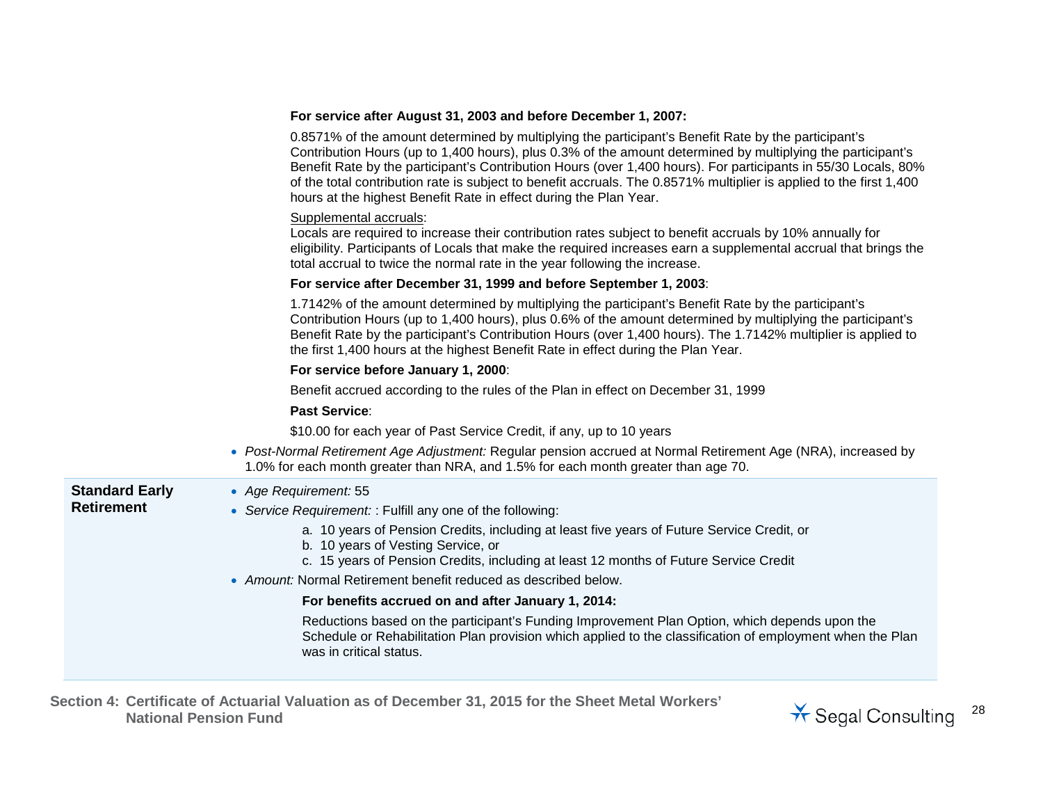**For service after August 31, 2003 and before December 1, 2007:**

0.8571% of the amount determined by multiplying the participant's Benefit Rate by the participant's Contribution Hours (up to 1,400 hours), plus 0.3% of the amount determined by multiplying the participant's Benefit Rate by the participant's Contribution Hours (over 1,400 hours). For participants in 55/30 Locals, 80% of the total contribution rate is subject to benefit accruals. The 0.8571% multiplier is applied to the first 1,400 hours at the highest Benefit Rate in effect during the Plan Year.

<u>Supplemental accruals</u>:
Locals are required to increase their contribution rates subject to benefit accruals by 10% annually for eligibility. Participants of Locals that make the required increases earn a supplemental accrual that brings the total accrual to twice the normal rate in the year following the increase.

**For service after December 31, 1999 and before September 1, 2003**:

1.7142% of the amount determined by multiplying the participant's Benefit Rate by the participant's Contribution Hours (up to 1,400 hours), plus 0.6% of the amount determined by multiplying the participant's Benefit Rate by the participant's Contribution Hours (over 1,400 hours). The 1.7142% multiplier is applied to the first 1,400 hours at the highest Benefit Rate in effect during the Plan Year.

**For service before January 1, 2000**:

Benefit accrued according to the rules of the Plan in effect on December 31, 1999

**Past Service**:

$10.00 for each year of Past Service Credit, if any, up to 10 years

- *Post-Normal Retirement Age Adjustment:* Regular pension accrued at Normal Retirement Age (NRA), increased by 1.0% for each month greater than NRA, and 1.5% for each month greater than age 70.

**Standard Early Retirement**

- *Age Requirement:* 55
- *Service Requirement:* : Fulfill any one of the following:
  a. 10 years of Pension Credits, including at least five years of Future Service Credit, or
  b. 10 years of Vesting Service, or
  c. 15 years of Pension Credits, including at least 12 months of Future Service Credit
- *Amount:* Normal Retirement benefit reduced as described below.

**For benefits accrued on and after January 1, 2014:**

Reductions based on the participant's Funding Improvement Plan Option, which depends upon the Schedule or Rehabilitation Plan provision which applied to the classification of employment when the Plan was in critical status.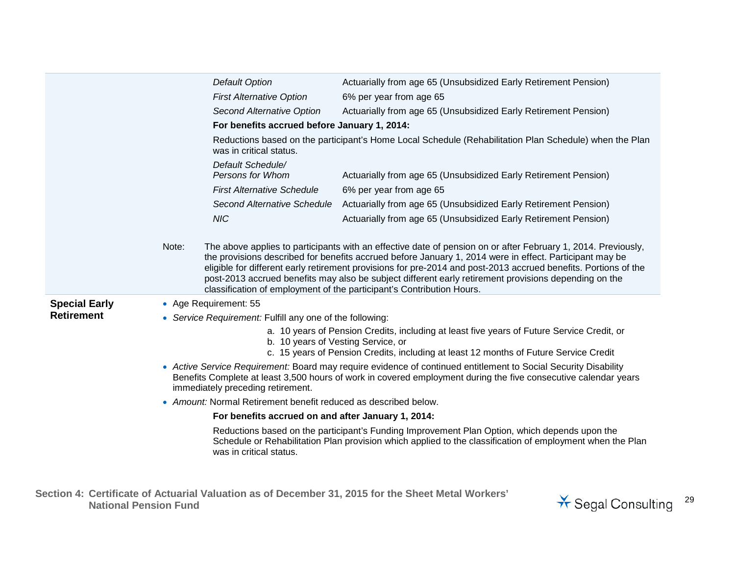| | |
|---|---|
| *Default Option* | Actuarially from age 65 (Unsubsidized Early Retirement Pension) |
| *First Alternative Option* | 6% per year from age 65 |
| *Second Alternative Option* | Actuarially from age 65 (Unsubsidized Early Retirement Pension) |

**For benefits accrued before January 1, 2014:**

Reductions based on the participant's Home Local Schedule (Rehabilitation Plan Schedule) when the Plan was in critical status.

| | |
|---|---|
| *Default Schedule/ Persons for Whom* | Actuarially from age 65 (Unsubsidized Early Retirement Pension) |
| *First Alternative Schedule* | 6% per year from age 65 |
| *Second Alternative Schedule* | Actuarially from age 65 (Unsubsidized Early Retirement Pension) |
| *NIC* | Actuarially from age 65 (Unsubsidized Early Retirement Pension) |

Note: The above applies to participants with an effective date of pension on or after February 1, 2014. Previously, the provisions described for benefits accrued before January 1, 2014 were in effect. Participant may be eligible for different early retirement provisions for pre-2014 and post-2013 accrued benefits. Portions of the post-2013 accrued benefits may also be subject different early retirement provisions depending on the classification of employment of the participant's Contribution Hours.

**Special Early Retirement**

- Age Requirement: 55
- *Service Requirement:* Fulfill any one of the following:
  a. 10 years of Pension Credits, including at least five years of Future Service Credit, or
  b. 10 years of Vesting Service, or
  c. 15 years of Pension Credits, including at least 12 months of Future Service Credit
- *Active Service Requirement:* Board may require evidence of continued entitlement to Social Security Disability Benefits Complete at least 3,500 hours of work in covered employment during the five consecutive calendar years immediately preceding retirement.
- *Amount:* Normal Retirement benefit reduced as described below.

**For benefits accrued on and after January 1, 2014:**

Reductions based on the participant's Funding Improvement Plan Option, which depends upon the Schedule or Rehabilitation Plan provision which applied to the classification of employment when the Plan was in critical status.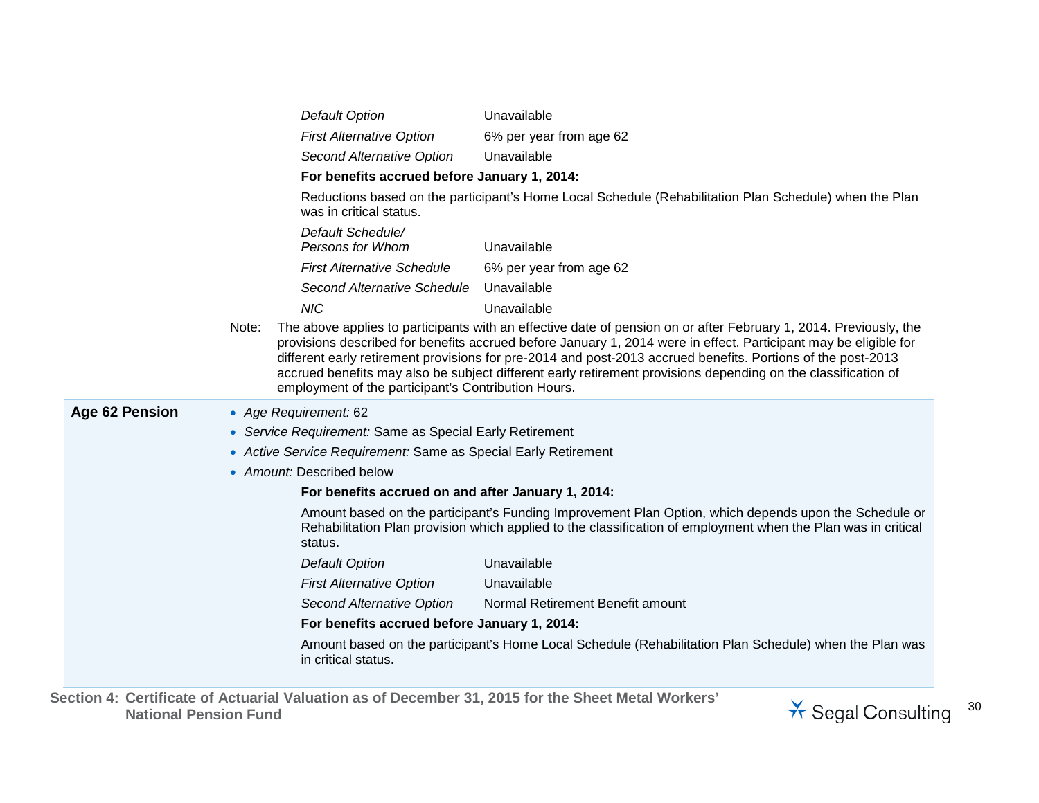| | |
|---|---|
| *Default Option* | Unavailable |
| *First Alternative Option* | 6% per year from age 62 |
| *Second Alternative Option* | Unavailable |

**For benefits accrued before January 1, 2014:**

Reductions based on the participant's Home Local Schedule (Rehabilitation Plan Schedule) when the Plan was in critical status.

| | |
|---|---|
| *Default Schedule/ Persons for Whom* | Unavailable |
| *First Alternative Schedule* | 6% per year from age 62 |
| *Second Alternative Schedule* | Unavailable |
| *NIC* | Unavailable |

Note: The above applies to participants with an effective date of pension on or after February 1, 2014. Previously, the provisions described for benefits accrued before January 1, 2014 were in effect. Participant may be eligible for different early retirement provisions for pre-2014 and post-2013 accrued benefits. Portions of the post-2013 accrued benefits may also be subject different early retirement provisions depending on the classification of employment of the participant's Contribution Hours.

**Age 62 Pension**

- *Age Requirement:* 62
- *Service Requirement:* Same as Special Early Retirement
- *Active Service Requirement:* Same as Special Early Retirement
- *Amount:* Described below

**For benefits accrued on and after January 1, 2014:**

Amount based on the participant's Funding Improvement Plan Option, which depends upon the Schedule or Rehabilitation Plan provision which applied to the classification of employment when the Plan was in critical status.

| | |
|---|---|
| *Default Option* | Unavailable |
| *First Alternative Option* | Unavailable |
| *Second Alternative Option* | Normal Retirement Benefit amount |

**For benefits accrued before January 1, 2014:**

Amount based on the participant's Home Local Schedule (Rehabilitation Plan Schedule) when the Plan was in critical status.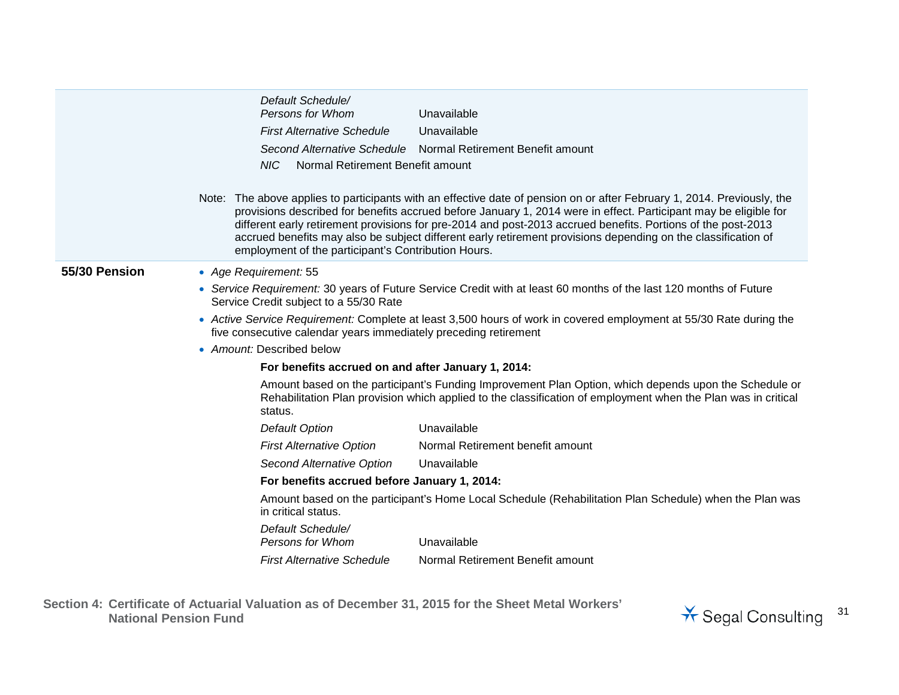| | |
|---|---|
| *Default Schedule/ Persons for Whom* | Unavailable |
| *First Alternative Schedule* | Unavailable |
| *Second Alternative Schedule* | Normal Retirement Benefit amount |
| *NIC* | Normal Retirement Benefit amount |

Note: The above applies to participants with an effective date of pension on or after February 1, 2014. Previously, the provisions described for benefits accrued before January 1, 2014 were in effect. Participant may be eligible for different early retirement provisions for pre-2014 and post-2013 accrued benefits. Portions of the post-2013 accrued benefits may also be subject different early retirement provisions depending on the classification of employment of the participant's Contribution Hours.

**55/30 Pension**

- *Age Requirement:* 55
- *Service Requirement:* 30 years of Future Service Credit with at least 60 months of the last 120 months of Future Service Credit subject to a 55/30 Rate
- *Active Service Requirement:* Complete at least 3,500 hours of work in covered employment at 55/30 Rate during the five consecutive calendar years immediately preceding retirement
- *Amount:* Described below

**For benefits accrued on and after January 1, 2014:**

Amount based on the participant's Funding Improvement Plan Option, which depends upon the Schedule or Rehabilitation Plan provision which applied to the classification of employment when the Plan was in critical status.

| | |
|---|---|
| *Default Option* | Unavailable |
| *First Alternative Option* | Normal Retirement benefit amount |
| *Second Alternative Option* | Unavailable |

**For benefits accrued before January 1, 2014:**

Amount based on the participant's Home Local Schedule (Rehabilitation Plan Schedule) when the Plan was in critical status.

| | |
|---|---|
| *Default Schedule/ Persons for Whom* | Unavailable |
| *First Alternative Schedule* | Normal Retirement Benefit amount |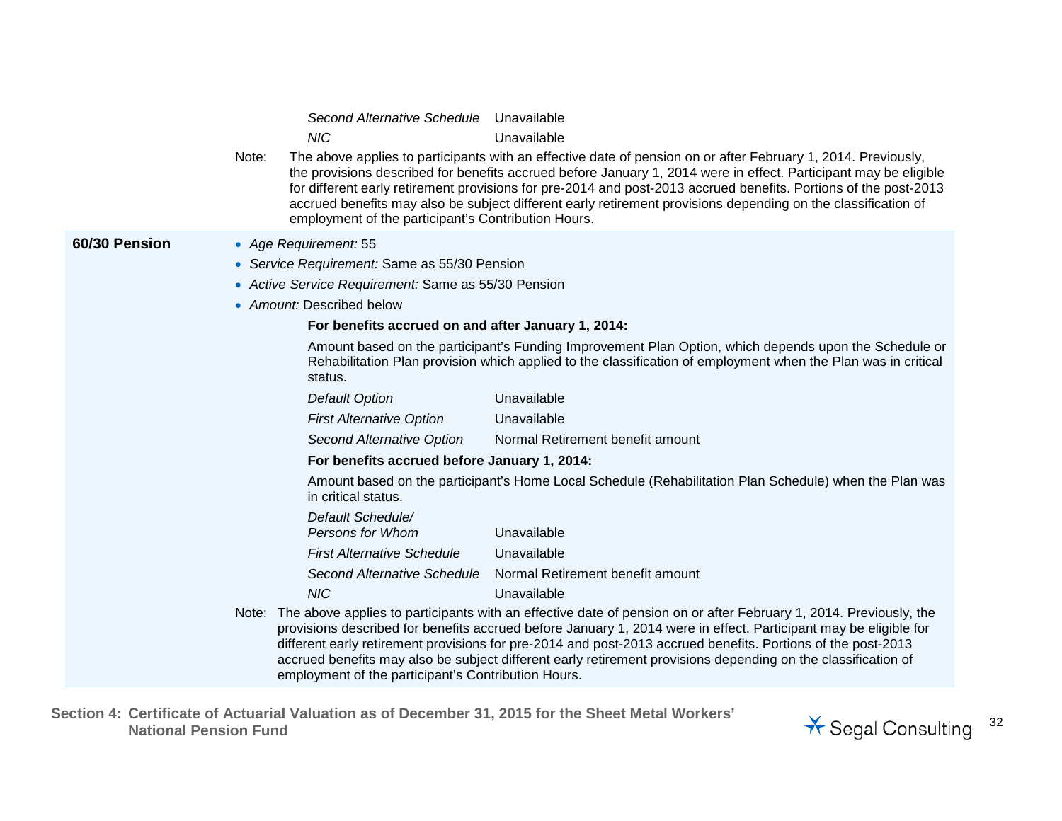| | |
|---|---|
| *Second Alternative Schedule* | Unavailable |
| *NIC* | Unavailable |

Note: The above applies to participants with an effective date of pension on or after February 1, 2014. Previously, the provisions described for benefits accrued before January 1, 2014 were in effect. Participant may be eligible for different early retirement provisions for pre-2014 and post-2013 accrued benefits. Portions of the post-2013 accrued benefits may also be subject different early retirement provisions depending on the classification of employment of the participant's Contribution Hours.

### 60/30 Pension

- *Age Requirement:* 55
- *Service Requirement:* Same as 55/30 Pension
- *Active Service Requirement:* Same as 55/30 Pension
- *Amount:* Described below

**For benefits accrued on and after January 1, 2014:**

Amount based on the participant's Funding Improvement Plan Option, which depends upon the Schedule or Rehabilitation Plan provision which applied to the classification of employment when the Plan was in critical status.

| | |
|---|---|
| *Default Option* | Unavailable |
| *First Alternative Option* | Unavailable |
| *Second Alternative Option* | Normal Retirement benefit amount |

**For benefits accrued before January 1, 2014:**

Amount based on the participant's Home Local Schedule (Rehabilitation Plan Schedule) when the Plan was in critical status.

| | |
|---|---|
| *Default Schedule/ Persons for Whom* | Unavailable |
| *First Alternative Schedule* | Unavailable |
| *Second Alternative Schedule* | Normal Retirement benefit amount |
| *NIC* | Unavailable |

Note: The above applies to participants with an effective date of pension on or after February 1, 2014. Previously, the provisions described for benefits accrued before January 1, 2014 were in effect. Participant may be eligible for different early retirement provisions for pre-2014 and post-2013 accrued benefits. Portions of the post-2013 accrued benefits may also be subject different early retirement provisions depending on the classification of employment of the participant's Contribution Hours.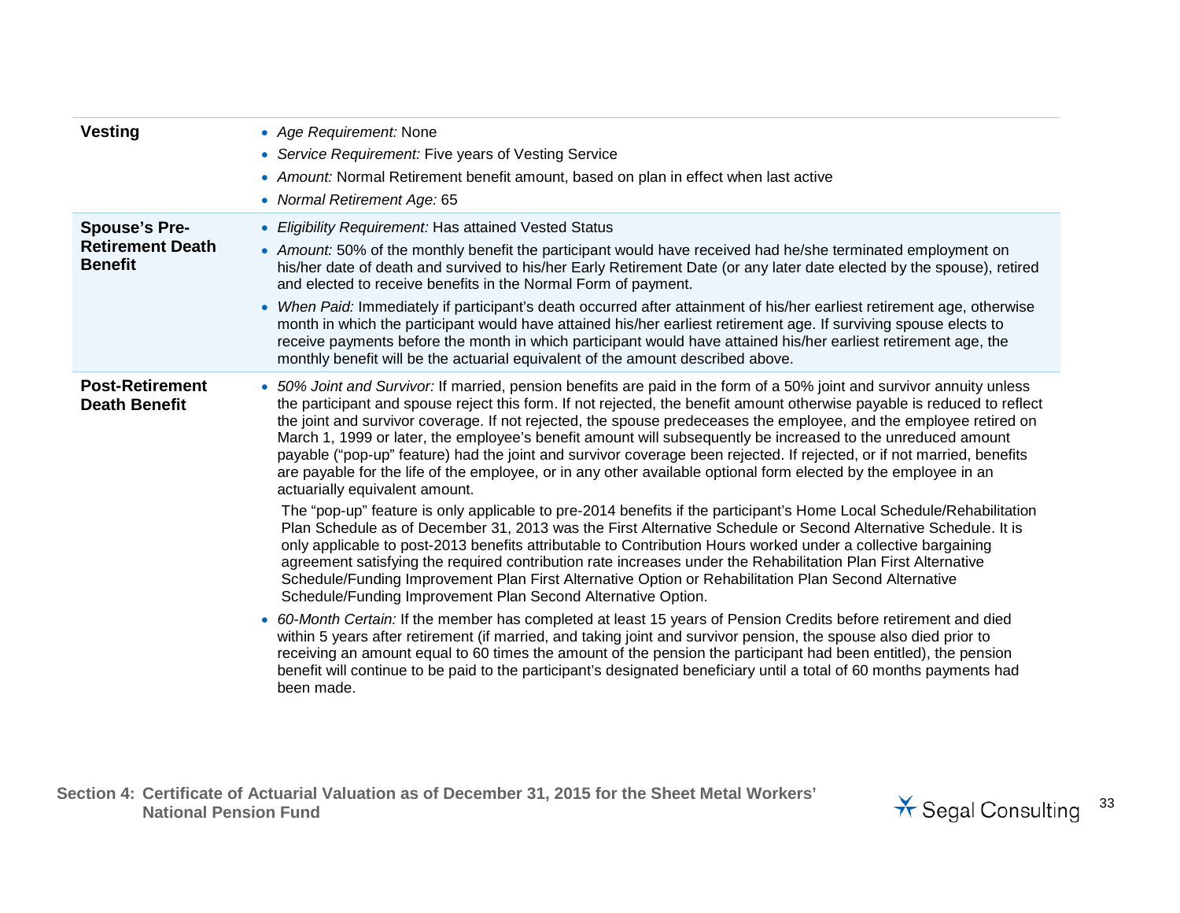| | |
|---|---|
| **Vesting** | • *Age Requirement:* None<br>• *Service Requirement:* Five years of Vesting Service<br>• *Amount:* Normal Retirement benefit amount, based on plan in effect when last active<br>• *Normal Retirement Age:* 65 |
| **Spouse's Pre-Retirement Death Benefit** | • *Eligibility Requirement:* Has attained Vested Status<br>• *Amount:* 50% of the monthly benefit the participant would have received had he/she terminated employment on his/her date of death and survived to his/her Early Retirement Date (or any later date elected by the spouse), retired and elected to receive benefits in the Normal Form of payment.<br>• *When Paid:* Immediately if participant's death occurred after attainment of his/her earliest retirement age, otherwise month in which the participant would have attained his/her earliest retirement age. If surviving spouse elects to receive payments before the month in which participant would have attained his/her earliest retirement age, the monthly benefit will be the actuarial equivalent of the amount described above. |
| **Post-Retirement Death Benefit** | • *50% Joint and Survivor:* If married, pension benefits are paid in the form of a 50% joint and survivor annuity unless the participant and spouse reject this form. If not rejected, the benefit amount otherwise payable is reduced to reflect the joint and survivor coverage. If not rejected, the spouse predeceases the employee, and the employee retired on March 1, 1999 or later, the employee's benefit amount will subsequently be increased to the unreduced amount payable ("pop-up" feature) had the joint and survivor coverage been rejected. If rejected, or if not married, benefits are payable for the life of the employee, or in any other available optional form elected by the employee in an actuarially equivalent amount.<br>The "pop-up" feature is only applicable to pre-2014 benefits if the participant's Home Local Schedule/Rehabilitation Plan Schedule as of December 31, 2013 was the First Alternative Schedule or Second Alternative Schedule. It is only applicable to post-2013 benefits attributable to Contribution Hours worked under a collective bargaining agreement satisfying the required contribution rate increases under the Rehabilitation Plan First Alternative Schedule/Funding Improvement Plan First Alternative Option or Rehabilitation Plan Second Alternative Schedule/Funding Improvement Plan Second Alternative Option.<br>• *60-Month Certain:* If the member has completed at least 15 years of Pension Credits before retirement and died within 5 years after retirement (if married, and taking joint and survivor pension, the spouse also died prior to receiving an amount equal to 60 times the amount of the pension the participant had been entitled), the pension benefit will continue to be paid to the participant's designated beneficiary until a total of 60 months payments had been made. |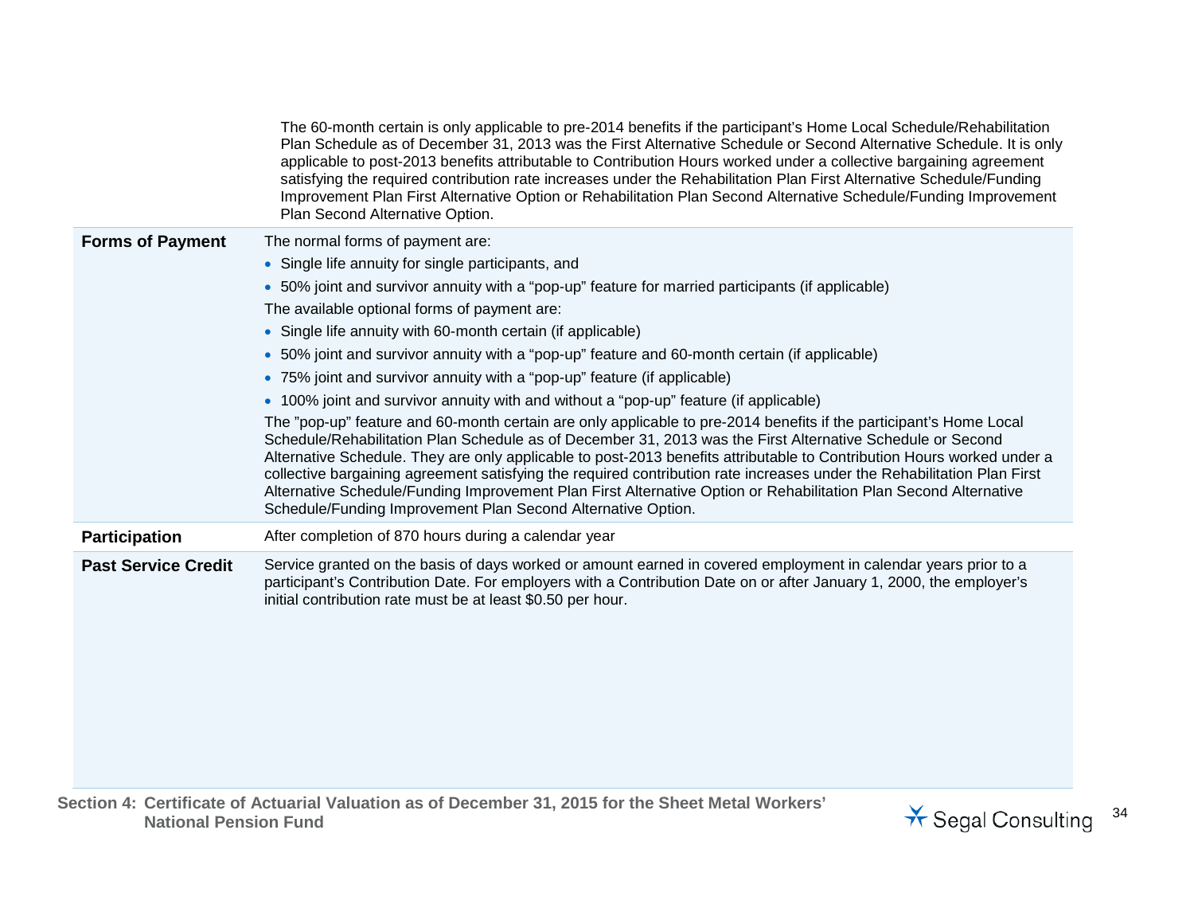The 60-month certain is only applicable to pre-2014 benefits if the participant's Home Local Schedule/Rehabilitation Plan Schedule as of December 31, 2013 was the First Alternative Schedule or Second Alternative Schedule. It is only applicable to post-2013 benefits attributable to Contribution Hours worked under a collective bargaining agreement satisfying the required contribution rate increases under the Rehabilitation Plan First Alternative Schedule/Funding Improvement Plan First Alternative Option or Rehabilitation Plan Second Alternative Schedule/Funding Improvement Plan Second Alternative Option.

**Forms of Payment**

The normal forms of payment are:

- Single life annuity for single participants, and
- 50% joint and survivor annuity with a "pop-up" feature for married participants (if applicable)

The available optional forms of payment are:

- Single life annuity with 60-month certain (if applicable)
- 50% joint and survivor annuity with a "pop-up" feature and 60-month certain (if applicable)
- 75% joint and survivor annuity with a "pop-up" feature (if applicable)
- 100% joint and survivor annuity with and without a "pop-up" feature (if applicable)

The "pop-up" feature and 60-month certain are only applicable to pre-2014 benefits if the participant's Home Local Schedule/Rehabilitation Plan Schedule as of December 31, 2013 was the First Alternative Schedule or Second Alternative Schedule. They are only applicable to post-2013 benefits attributable to Contribution Hours worked under a collective bargaining agreement satisfying the required contribution rate increases under the Rehabilitation Plan First Alternative Schedule/Funding Improvement Plan First Alternative Option or Rehabilitation Plan Second Alternative Schedule/Funding Improvement Plan Second Alternative Option.

**Participation**

After completion of 870 hours during a calendar year

**Past Service Credit**

Service granted on the basis of days worked or amount earned in covered employment in calendar years prior to a participant's Contribution Date. For employers with a Contribution Date on or after January 1, 2000, the employer's initial contribution rate must be at least $0.50 per hour.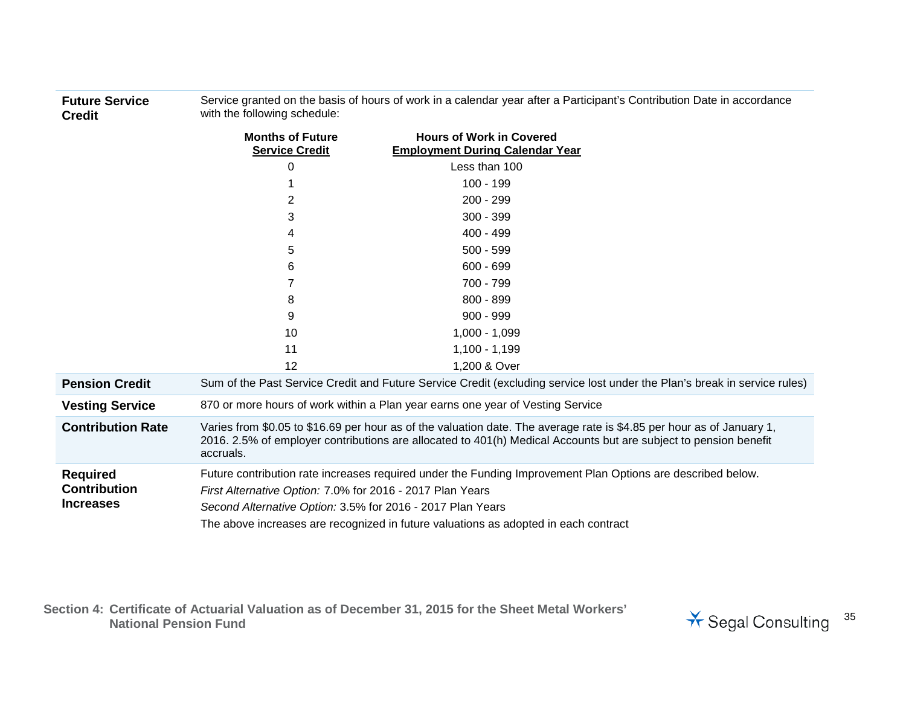**Future Service Credit**

Service granted on the basis of hours of work in a calendar year after a Participant's Contribution Date in accordance with the following schedule:

| Months of Future Service Credit | Hours of Work in Covered Employment During Calendar Year |
|---|---|
| 0 | Less than 100 |
| 1 | 100 - 199 |
| 2 | 200 - 299 |
| 3 | 300 - 399 |
| 4 | 400 - 499 |
| 5 | 500 - 599 |
| 6 | 600 - 699 |
| 7 | 700 - 799 |
| 8 | 800 - 899 |
| 9 | 900 - 999 |
| 10 | 1,000 - 1,099 |
| 11 | 1,100 - 1,199 |
| 12 | 1,200 & Over |

**Pension Credit**

Sum of the Past Service Credit and Future Service Credit (excluding service lost under the Plan's break in service rules)

**Vesting Service**

870 or more hours of work within a Plan year earns one year of Vesting Service

**Contribution Rate**

Varies from $0.05 to $16.69 per hour as of the valuation date. The average rate is $4.85 per hour as of January 1, 2016. 2.5% of employer contributions are allocated to 401(h) Medical Accounts but are subject to pension benefit accruals.

**Required Contribution Increases**

Future contribution rate increases required under the Funding Improvement Plan Options are described below.

*First Alternative Option:* 7.0% for 2016 - 2017 Plan Years

*Second Alternative Option:* 3.5% for 2016 - 2017 Plan Years

The above increases are recognized in future valuations as adopted in each contract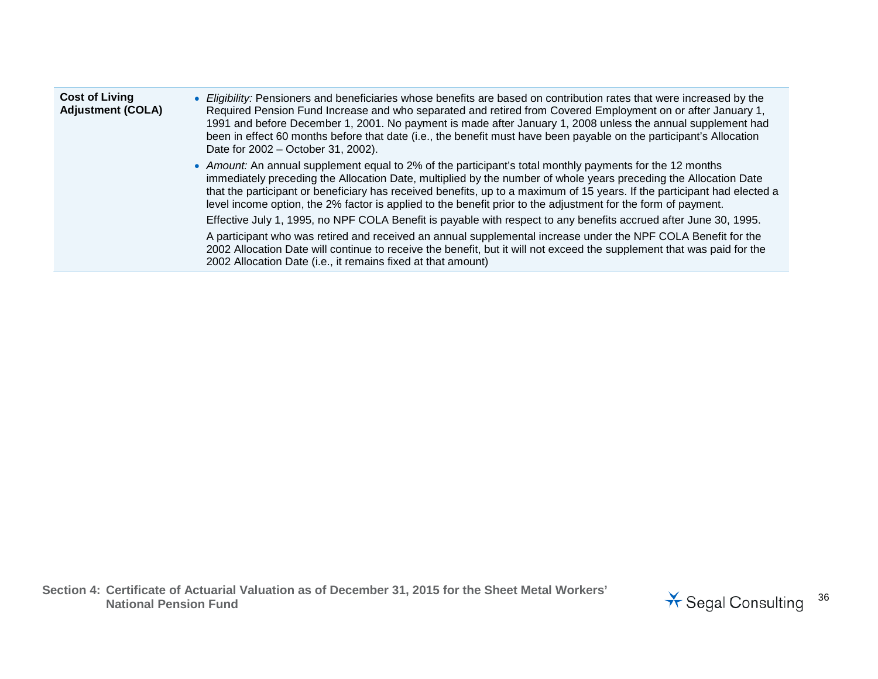| Cost of Living Adjustment (COLA) | • *Eligibility:* Pensioners and beneficiaries whose benefits are based on contribution rates that were increased by the Required Pension Fund Increase and who separated and retired from Covered Employment on or after January 1, 1991 and before December 1, 2001. No payment is made after January 1, 2008 unless the annual supplement had been in effect 60 months before that date (i.e., the benefit must have been payable on the participant's Allocation Date for 2002 – October 31, 2002).<br>• *Amount:* An annual supplement equal to 2% of the participant's total monthly payments for the 12 months immediately preceding the Allocation Date, multiplied by the number of whole years preceding the Allocation Date that the participant or beneficiary has received benefits, up to a maximum of 15 years. If the participant had elected a level income option, the 2% factor is applied to the benefit prior to the adjustment for the form of payment.<br>Effective July 1, 1995, no NPF COLA Benefit is payable with respect to any benefits accrued after June 30, 1995.<br>A participant who was retired and received an annual supplemental increase under the NPF COLA Benefit for the 2002 Allocation Date will continue to receive the benefit, but it will not exceed the supplement that was paid for the 2002 Allocation Date (i.e., it remains fixed at that amount) |
|---|---|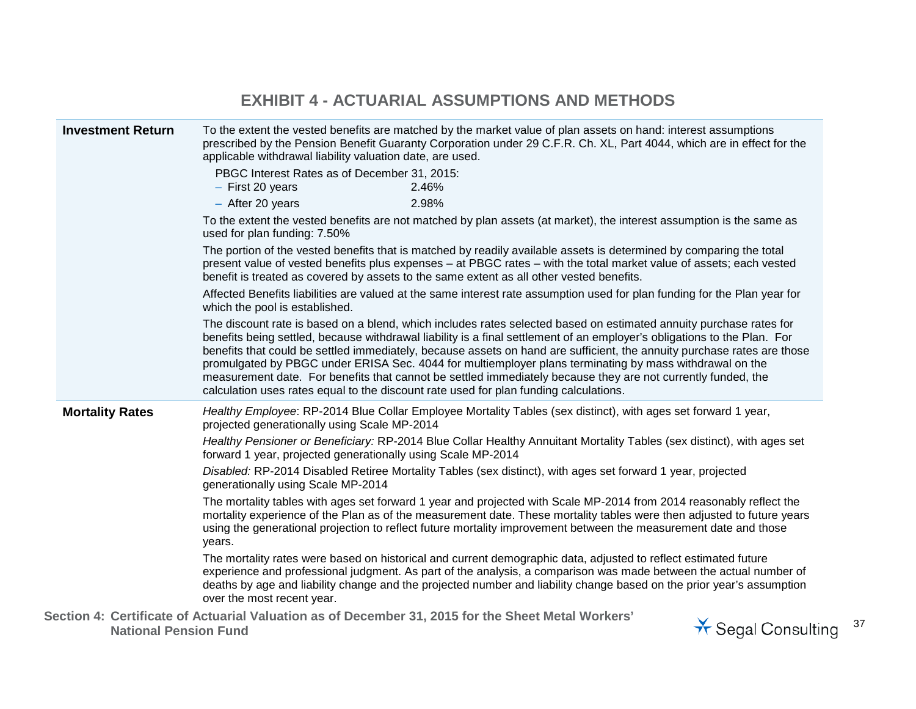# EXHIBIT 4 - ACTUARIAL ASSUMPTIONS AND METHODS

| | |
|---|---|
| **Investment Return** | To the extent the vested benefits are matched by the market value of plan assets on hand: interest assumptions prescribed by the Pension Benefit Guaranty Corporation under 29 C.F.R. Ch. XL, Part 4044, which are in effect for the applicable withdrawal liability valuation date, are used.<br>PBGC Interest Rates as of December 31, 2015:<br>– First 20 years 2.46%<br>– After 20 years 2.98%<br>To the extent the vested benefits are not matched by plan assets (at market), the interest assumption is the same as used for plan funding: 7.50%<br>The portion of the vested benefits that is matched by readily available assets is determined by comparing the total present value of vested benefits plus expenses – at PBGC rates – with the total market value of assets; each vested benefit is treated as covered by assets to the same extent as all other vested benefits.<br>Affected Benefits liabilities are valued at the same interest rate assumption used for plan funding for the Plan year for which the pool is established.<br>The discount rate is based on a blend, which includes rates selected based on estimated annuity purchase rates for benefits being settled, because withdrawal liability is a final settlement of an employer's obligations to the Plan. For benefits that could be settled immediately, because assets on hand are sufficient, the annuity purchase rates are those promulgated by PBGC under ERISA Sec. 4044 for multiemployer plans terminating by mass withdrawal on the measurement date. For benefits that cannot be settled immediately because they are not currently funded, the calculation uses rates equal to the discount rate used for plan funding calculations. |
| **Mortality Rates** | *Healthy Employee*: RP-2014 Blue Collar Employee Mortality Tables (sex distinct), with ages set forward 1 year, projected generationally using Scale MP-2014<br>*Healthy Pensioner or Beneficiary:* RP-2014 Blue Collar Healthy Annuitant Mortality Tables (sex distinct), with ages set forward 1 year, projected generationally using Scale MP-2014<br>*Disabled:* RP-2014 Disabled Retiree Mortality Tables (sex distinct), with ages set forward 1 year, projected generationally using Scale MP-2014<br>The mortality tables with ages set forward 1 year and projected with Scale MP-2014 from 2014 reasonably reflect the mortality experience of the Plan as of the measurement date. These mortality tables were then adjusted to future years using the generational projection to reflect future mortality improvement between the measurement date and those years.<br>The mortality rates were based on historical and current demographic data, adjusted to reflect estimated future experience and professional judgment. As part of the analysis, a comparison was made between the actual number of deaths by age and liability change and the projected number and liability change based on the prior year's assumption over the most recent year. |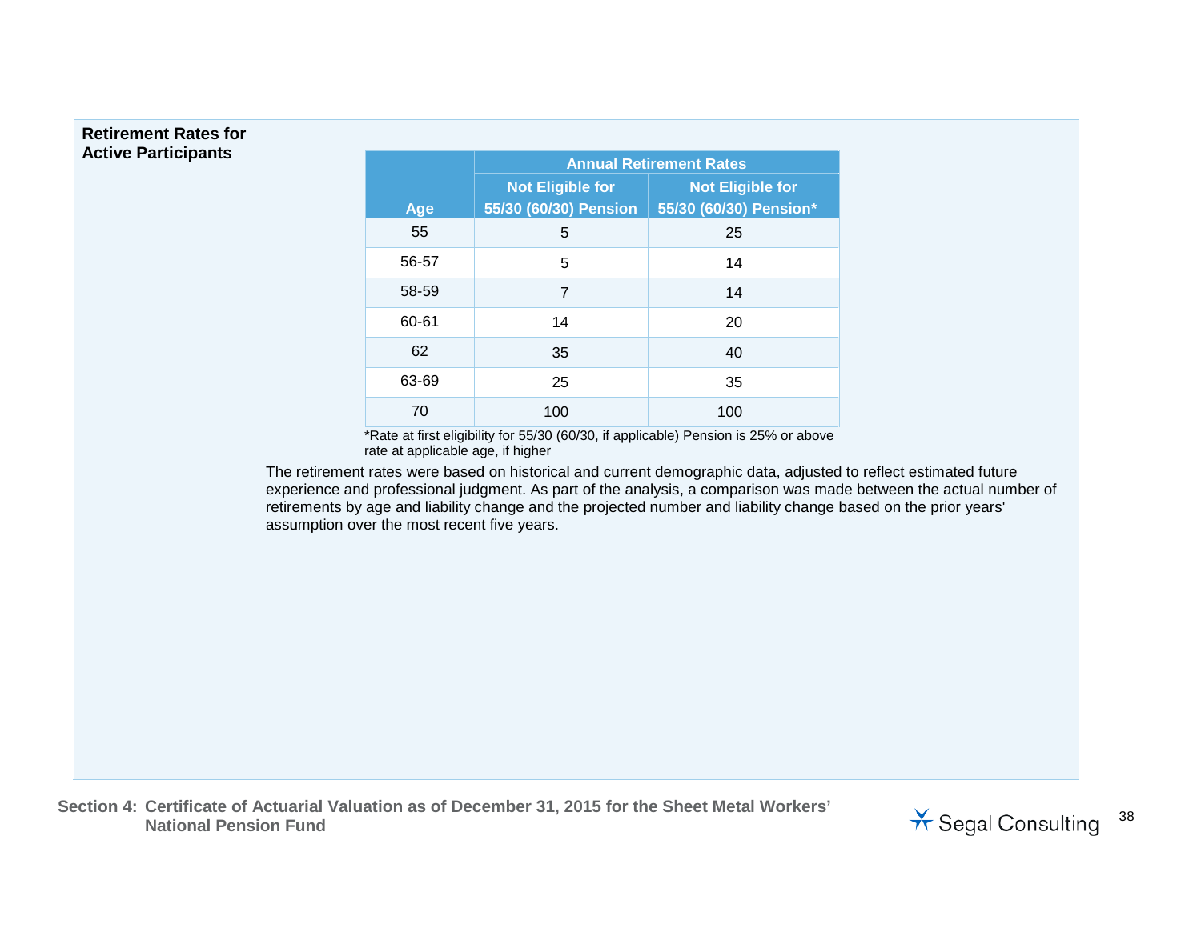**Retirement Rates for Active Participants**

| Age | Annual Retirement Rates | |
|---|---|---|
| | Not Eligible for 55/30 (60/30) Pension | Not Eligible for 55/30 (60/30) Pension* |
| 55 | 5 | 25 |
| 56-57 | 5 | 14 |
| 58-59 | 7 | 14 |
| 60-61 | 14 | 20 |
| 62 | 35 | 40 |
| 63-69 | 25 | 35 |
| 70 | 100 | 100 |

*Rate at first eligibility for 55/30 (60/30, if applicable) Pension is 25% or above rate at applicable age, if higher

The retirement rates were based on historical and current demographic data, adjusted to reflect estimated future experience and professional judgment. As part of the analysis, a comparison was made between the actual number of retirements by age and liability change and the projected number and liability change based on the prior years' assumption over the most recent five years.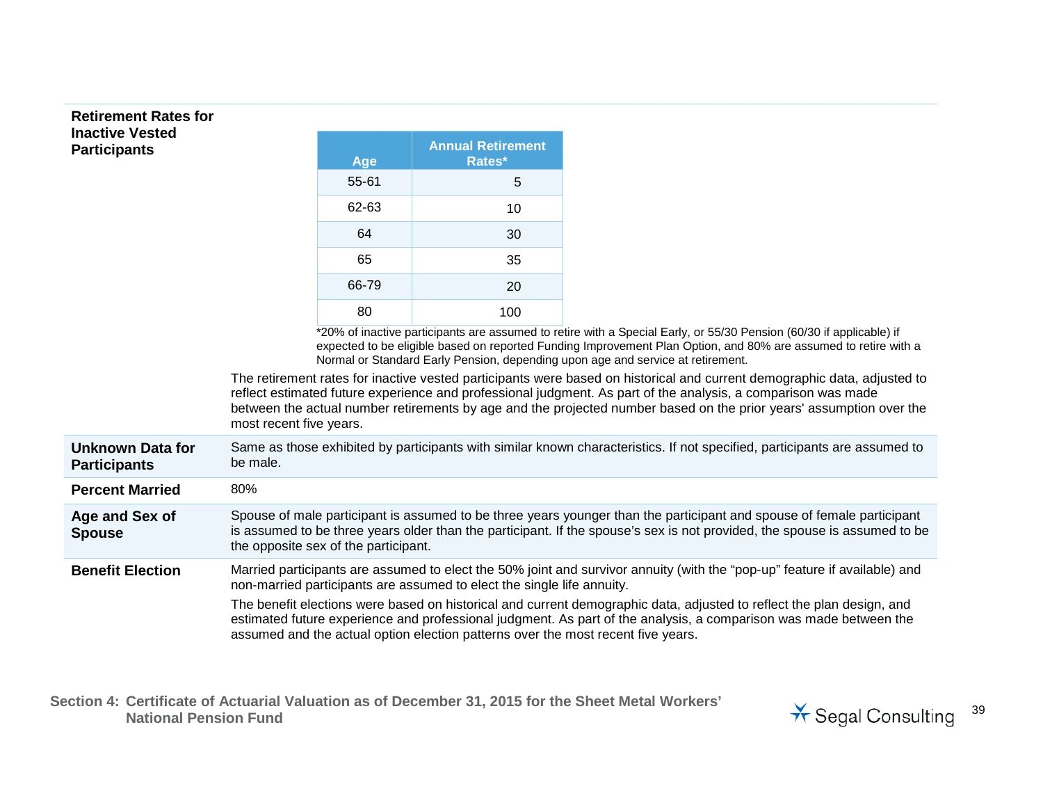**Retirement Rates for Inactive Vested Participants**

| Age | Annual Retirement Rates* |
|---|---|
| 55-61 | 5 |
| 62-63 | 10 |
| 64 | 30 |
| 65 | 35 |
| 66-79 | 20 |
| 80 | 100 |

*20% of inactive participants are assumed to retire with a Special Early, or 55/30 Pension (60/30 if applicable) if expected to be eligible based on reported Funding Improvement Plan Option, and 80% are assumed to retire with a Normal or Standard Early Pension, depending upon age and service at retirement.

The retirement rates for inactive vested participants were based on historical and current demographic data, adjusted to reflect estimated future experience and professional judgment. As part of the analysis, a comparison was made between the actual number retirements by age and the projected number based on the prior years' assumption over the most recent five years.

**Unknown Data for Participants**

Same as those exhibited by participants with similar known characteristics. If not specified, participants are assumed to be male.

**Percent Married**

80%

**Age and Sex of Spouse**

Spouse of male participant is assumed to be three years younger than the participant and spouse of female participant is assumed to be three years older than the participant. If the spouse's sex is not provided, the spouse is assumed to be the opposite sex of the participant.

**Benefit Election**

Married participants are assumed to elect the 50% joint and survivor annuity (with the "pop-up" feature if available) and non-married participants are assumed to elect the single life annuity.

The benefit elections were based on historical and current demographic data, adjusted to reflect the plan design, and estimated future experience and professional judgment. As part of the analysis, a comparison was made between the assumed and the actual option election patterns over the most recent five years.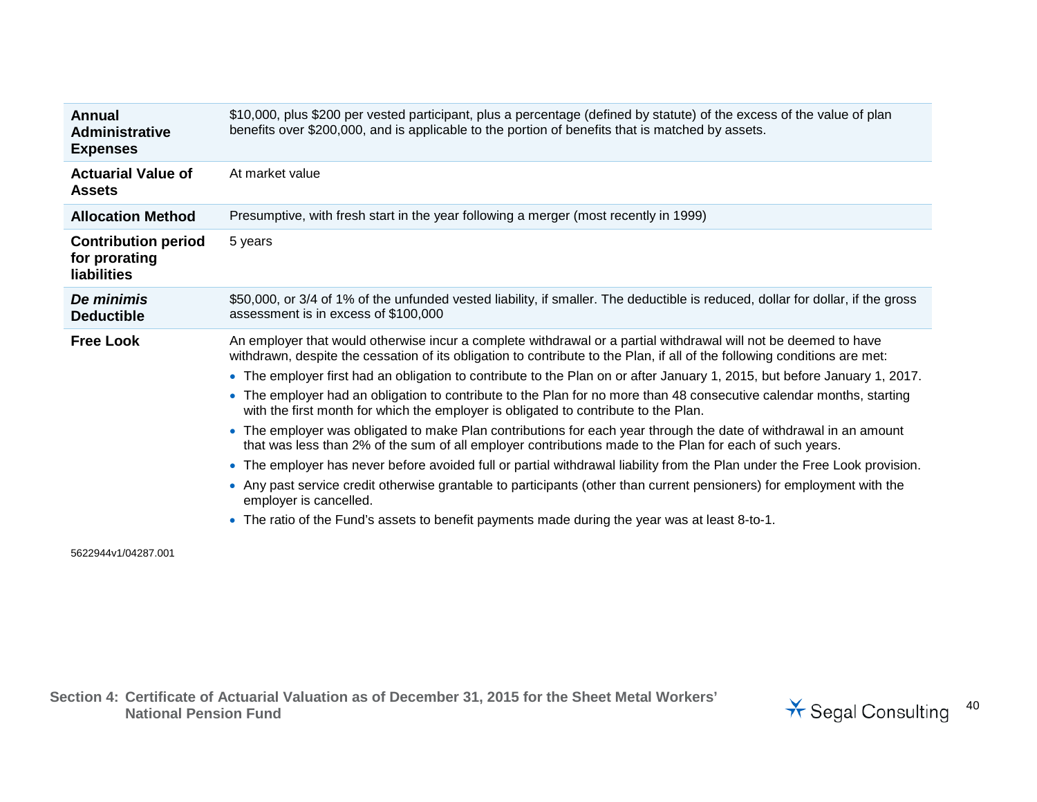| | |
|---|---|
| **Annual Administrative Expenses** | \$10,000, plus \$200 per vested participant, plus a percentage (defined by statute) of the excess of the value of plan benefits over \$200,000, and is applicable to the portion of benefits that is matched by assets. |
| **Actuarial Value of Assets** | At market value |
| **Allocation Method** | Presumptive, with fresh start in the year following a merger (most recently in 1999) |
| **Contribution period for prorating liabilities** | 5 years |
| ***De minimis* Deductible** | \$50,000, or 3/4 of 1% of the unfunded vested liability, if smaller. The deductible is reduced, dollar for dollar, if the gross assessment is in excess of \$100,000 |
| **Free Look** | An employer that would otherwise incur a complete withdrawal or a partial withdrawal will not be deemed to have withdrawn, despite the cessation of its obligation to contribute to the Plan, if all of the following conditions are met:<br>• The employer first had an obligation to contribute to the Plan on or after January 1, 2015, but before January 1, 2017.<br>• The employer had an obligation to contribute to the Plan for no more than 48 consecutive calendar months, starting with the first month for which the employer is obligated to contribute to the Plan.<br>• The employer was obligated to make Plan contributions for each year through the date of withdrawal in an amount that was less than 2% of the sum of all employer contributions made to the Plan for each of such years.<br>• The employer has never before avoided full or partial withdrawal liability from the Plan under the Free Look provision.<br>• Any past service credit otherwise grantable to participants (other than current pensioners) for employment with the employer is cancelled.<br>• The ratio of the Fund's assets to benefit payments made during the year was at least 8-to-1. |

5622944v1/04287.001